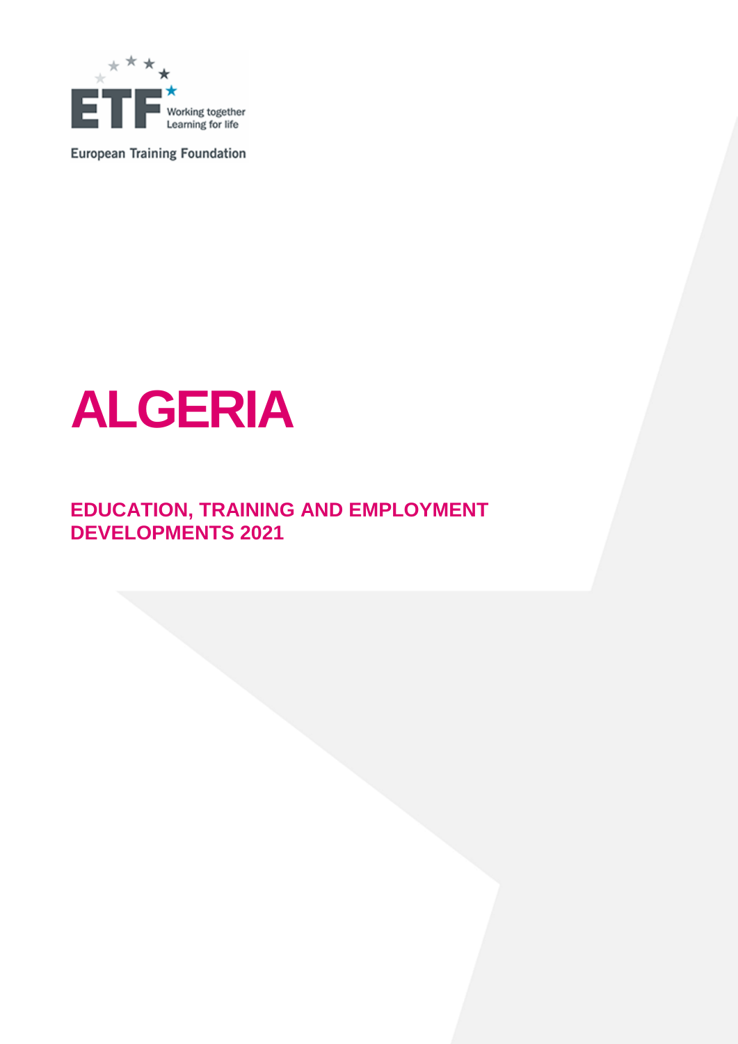European Training Foundation

# ALGERIA

## EDUCATION, TRAINING AND EMPLOYMENT DEVELOPMENTS 2021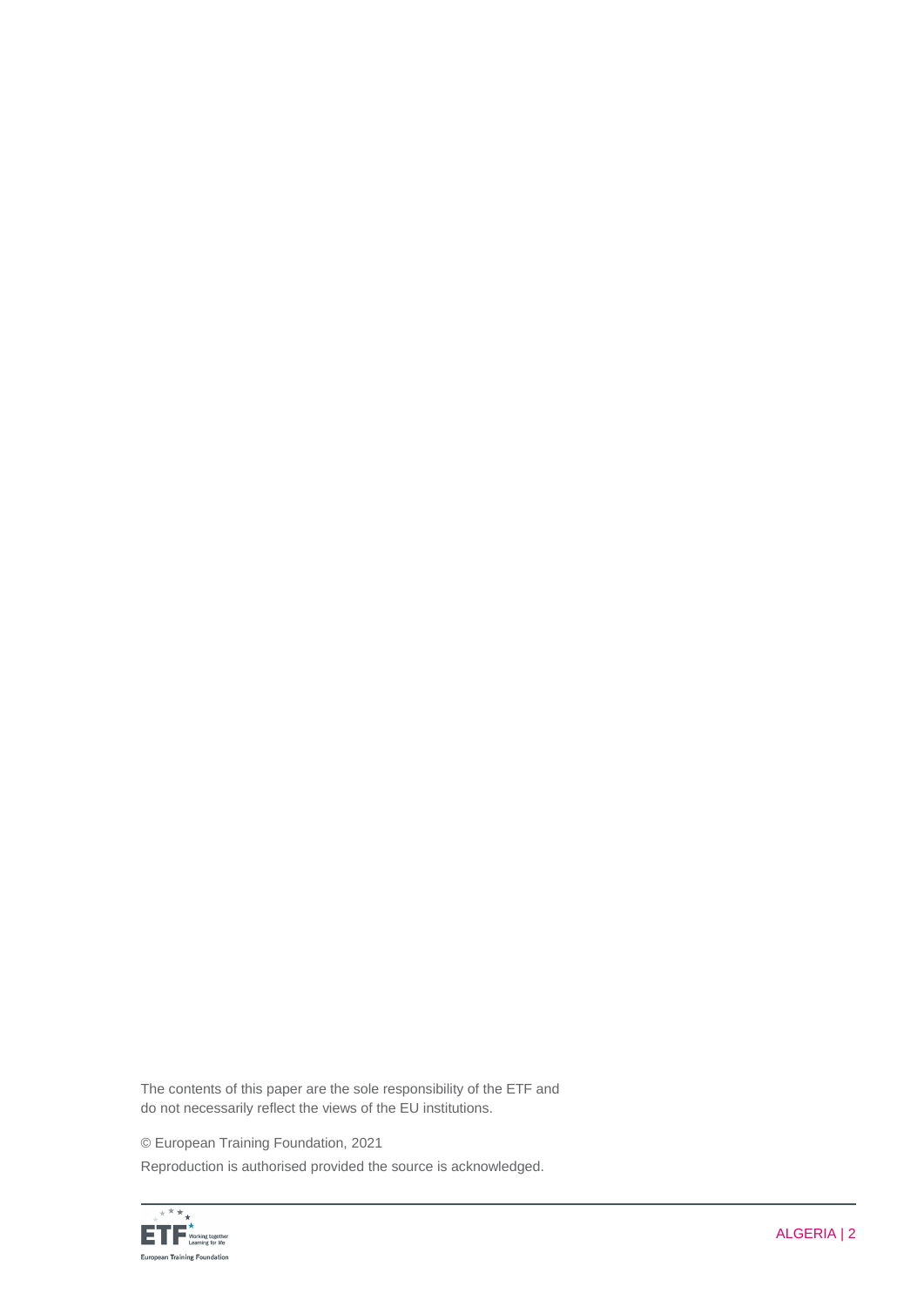The contents of this paper are the sole responsibility of the ETF and do not necessarily reflect the views of the EU institutions.

© European Training Foundation, 2021

Reproduction is authorised provided the source is acknowledged.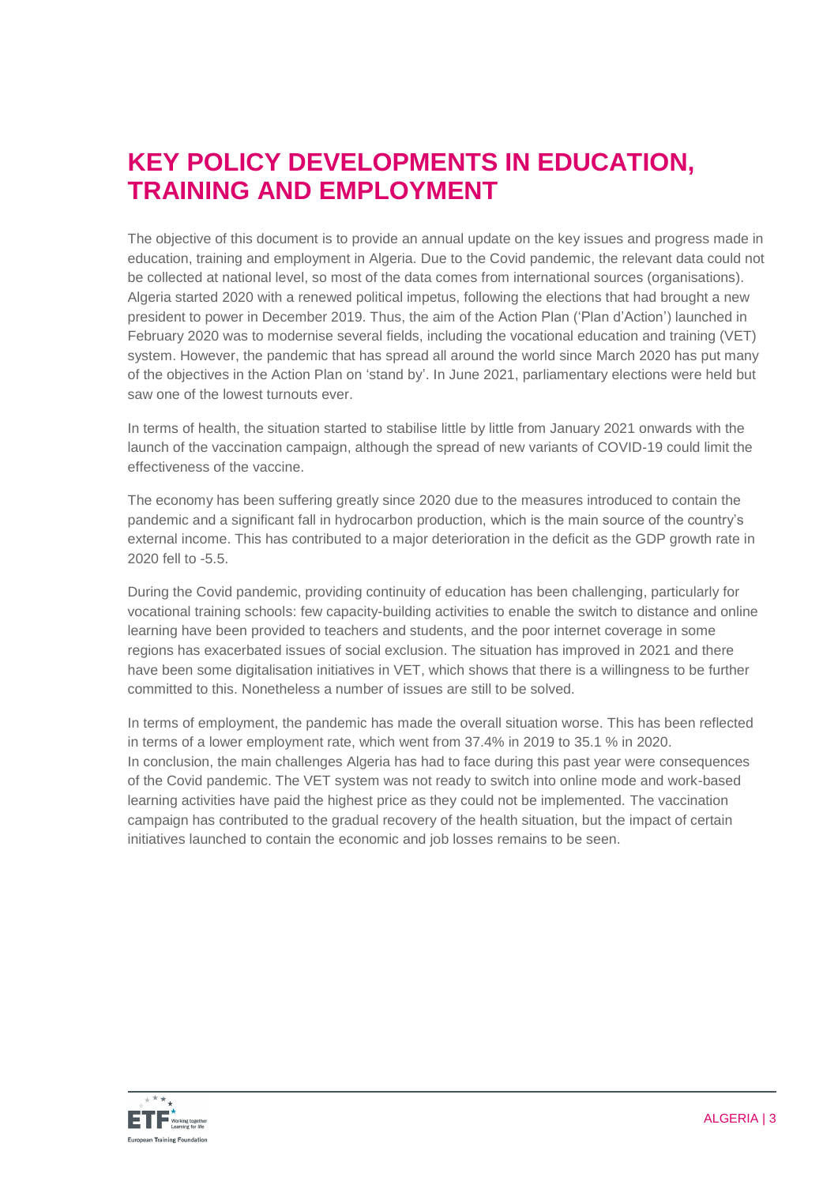# KEY POLICY DEVELOPMENTS IN EDUCATION, TRAINING AND EMPLOYMENT

The objective of this document is to provide an annual update on the key issues and progress made in education, training and employment in Algeria. Due to the Covid pandemic, the relevant data could not be collected at national level, so most of the data comes from international sources (organisations). Algeria started 2020 with a renewed political impetus, following the elections that had brought a new president to power in December 2019. Thus, the aim of the Action Plan ('Plan d'Action') launched in February 2020 was to modernise several fields, including the vocational education and training (VET) system. However, the pandemic that has spread all around the world since March 2020 has put many of the objectives in the Action Plan on 'stand by'. In June 2021, parliamentary elections were held but saw one of the lowest turnouts ever.

In terms of health, the situation started to stabilise little by little from January 2021 onwards with the launch of the vaccination campaign, although the spread of new variants of COVID-19 could limit the effectiveness of the vaccine.

The economy has been suffering greatly since 2020 due to the measures introduced to contain the pandemic and a significant fall in hydrocarbon production, which is the main source of the country's external income. This has contributed to a major deterioration in the deficit as the GDP growth rate in 2020 fell to -5.5.

During the Covid pandemic, providing continuity of education has been challenging, particularly for vocational training schools: few capacity-building activities to enable the switch to distance and online learning have been provided to teachers and students, and the poor internet coverage in some regions has exacerbated issues of social exclusion. The situation has improved in 2021 and there have been some digitalisation initiatives in VET, which shows that there is a willingness to be further committed to this. Nonetheless a number of issues are still to be solved.

In terms of employment, the pandemic has made the overall situation worse. This has been reflected in terms of a lower employment rate, which went from 37.4% in 2019 to 35.1 % in 2020.
In conclusion, the main challenges Algeria has had to face during this past year were consequences of the Covid pandemic. The VET system was not ready to switch into online mode and work-based learning activities have paid the highest price as they could not be implemented. The vaccination campaign has contributed to the gradual recovery of the health situation, but the impact of certain initiatives launched to contain the economic and job losses remains to be seen.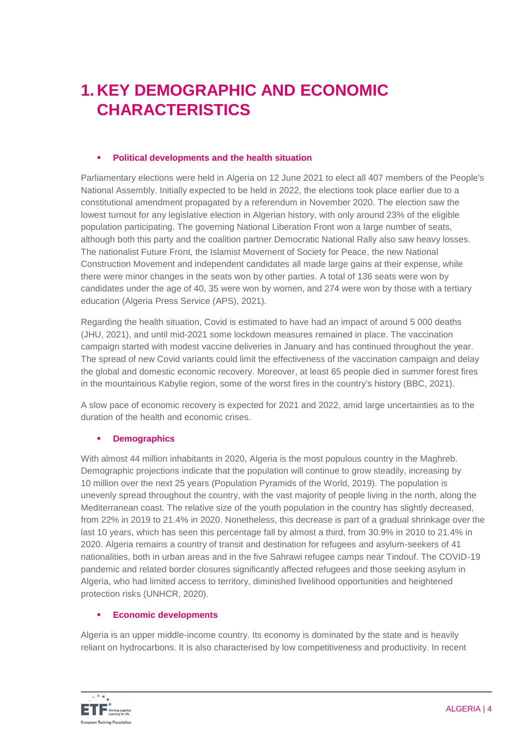# 1. KEY DEMOGRAPHIC AND ECONOMIC CHARACTERISTICS

- **Political developments and the health situation**

Parliamentary elections were held in Algeria on 12 June 2021 to elect all 407 members of the People's National Assembly. Initially expected to be held in 2022, the elections took place earlier due to a constitutional amendment propagated by a referendum in November 2020. The election saw the lowest turnout for any legislative election in Algerian history, with only around 23% of the eligible population participating. The governing National Liberation Front won a large number of seats, although both this party and the coalition partner Democratic National Rally also saw heavy losses. The nationalist Future Front, the Islamist Movement of Society for Peace, the new National Construction Movement and independent candidates all made large gains at their expense, while there were minor changes in the seats won by other parties. A total of 136 seats were won by candidates under the age of 40, 35 were won by women, and 274 were won by those with a tertiary education (Algeria Press Service (APS), 2021).

Regarding the health situation, Covid is estimated to have had an impact of around 5 000 deaths (JHU, 2021), and until mid-2021 some lockdown measures remained in place. The vaccination campaign started with modest vaccine deliveries in January and has continued throughout the year. The spread of new Covid variants could limit the effectiveness of the vaccination campaign and delay the global and domestic economic recovery. Moreover, at least 65 people died in summer forest fires in the mountainous Kabylie region, some of the worst fires in the country's history (BBC, 2021).

A slow pace of economic recovery is expected for 2021 and 2022, amid large uncertainties as to the duration of the health and economic crises.

- **Demographics**

With almost 44 million inhabitants in 2020, Algeria is the most populous country in the Maghreb. Demographic projections indicate that the population will continue to grow steadily, increasing by 10 million over the next 25 years (Population Pyramids of the World, 2019). The population is unevenly spread throughout the country, with the vast majority of people living in the north, along the Mediterranean coast. The relative size of the youth population in the country has slightly decreased, from 22% in 2019 to 21.4% in 2020. Nonetheless, this decrease is part of a gradual shrinkage over the last 10 years, which has seen this percentage fall by almost a third, from 30.9% in 2010 to 21.4% in 2020. Algeria remains a country of transit and destination for refugees and asylum-seekers of 41 nationalities, both in urban areas and in the five Sahrawi refugee camps near Tindouf. The COVID-19 pandemic and related border closures significantly affected refugees and those seeking asylum in Algeria, who had limited access to territory, diminished livelihood opportunities and heightened protection risks (UNHCR, 2020).

- **Economic developments**

Algeria is an upper middle-income country. Its economy is dominated by the state and is heavily reliant on hydrocarbons. It is also characterised by low competitiveness and productivity. In recent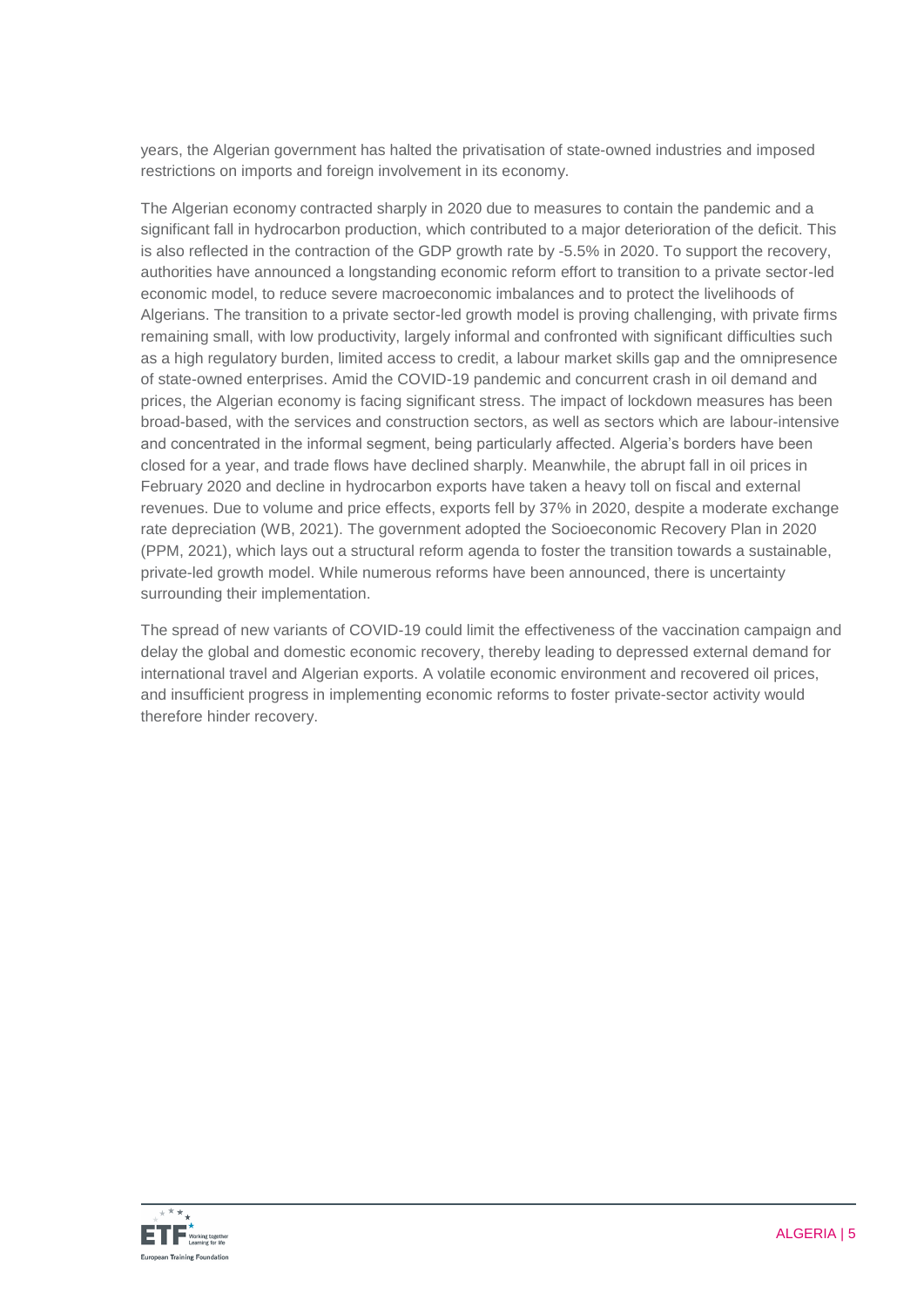years, the Algerian government has halted the privatisation of state-owned industries and imposed restrictions on imports and foreign involvement in its economy.

The Algerian economy contracted sharply in 2020 due to measures to contain the pandemic and a significant fall in hydrocarbon production, which contributed to a major deterioration of the deficit. This is also reflected in the contraction of the GDP growth rate by -5.5% in 2020. To support the recovery, authorities have announced a longstanding economic reform effort to transition to a private sector-led economic model, to reduce severe macroeconomic imbalances and to protect the livelihoods of Algerians. The transition to a private sector-led growth model is proving challenging, with private firms remaining small, with low productivity, largely informal and confronted with significant difficulties such as a high regulatory burden, limited access to credit, a labour market skills gap and the omnipresence of state-owned enterprises. Amid the COVID-19 pandemic and concurrent crash in oil demand and prices, the Algerian economy is facing significant stress. The impact of lockdown measures has been broad-based, with the services and construction sectors, as well as sectors which are labour-intensive and concentrated in the informal segment, being particularly affected. Algeria's borders have been closed for a year, and trade flows have declined sharply. Meanwhile, the abrupt fall in oil prices in February 2020 and decline in hydrocarbon exports have taken a heavy toll on fiscal and external revenues. Due to volume and price effects, exports fell by 37% in 2020, despite a moderate exchange rate depreciation (WB, 2021). The government adopted the Socioeconomic Recovery Plan in 2020 (PPM, 2021), which lays out a structural reform agenda to foster the transition towards a sustainable, private-led growth model. While numerous reforms have been announced, there is uncertainty surrounding their implementation.

The spread of new variants of COVID-19 could limit the effectiveness of the vaccination campaign and delay the global and domestic economic recovery, thereby leading to depressed external demand for international travel and Algerian exports. A volatile economic environment and recovered oil prices, and insufficient progress in implementing economic reforms to foster private-sector activity would therefore hinder recovery.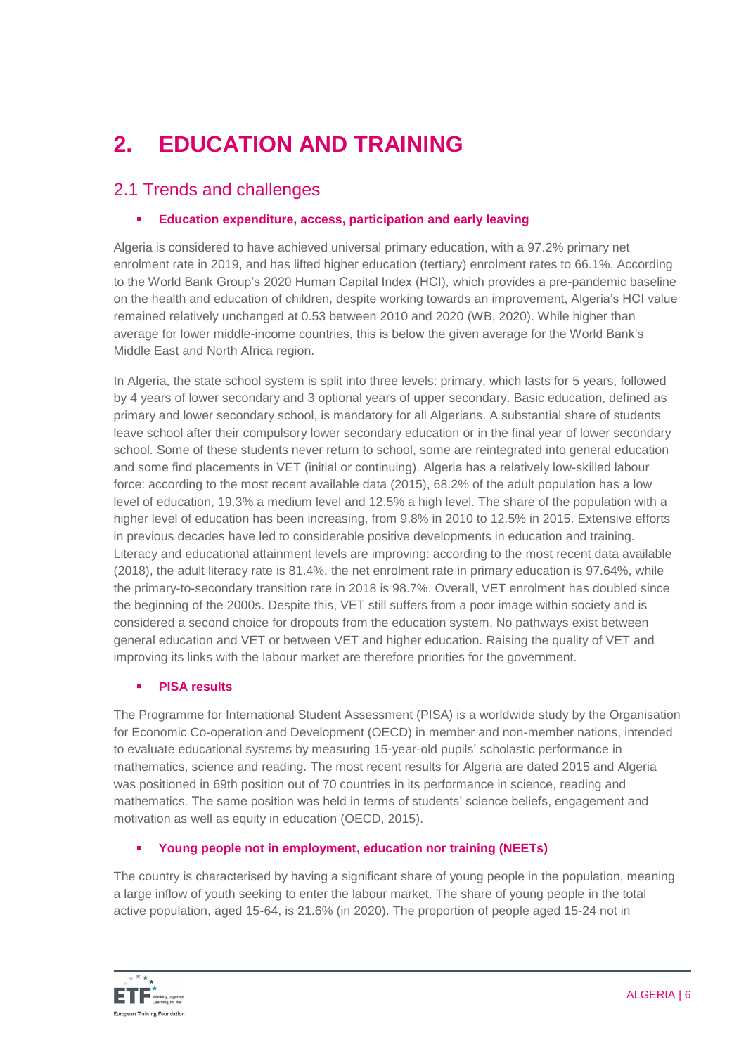# 2. EDUCATION AND TRAINING

## 2.1 Trends and challenges

- **Education expenditure, access, participation and early leaving**

Algeria is considered to have achieved universal primary education, with a 97.2% primary net enrolment rate in 2019, and has lifted higher education (tertiary) enrolment rates to 66.1%. According to the World Bank Group's 2020 Human Capital Index (HCI), which provides a pre-pandemic baseline on the health and education of children, despite working towards an improvement, Algeria's HCI value remained relatively unchanged at 0.53 between 2010 and 2020 (WB, 2020). While higher than average for lower middle-income countries, this is below the given average for the World Bank's Middle East and North Africa region.

In Algeria, the state school system is split into three levels: primary, which lasts for 5 years, followed by 4 years of lower secondary and 3 optional years of upper secondary. Basic education, defined as primary and lower secondary school, is mandatory for all Algerians. A substantial share of students leave school after their compulsory lower secondary education or in the final year of lower secondary school. Some of these students never return to school, some are reintegrated into general education and some find placements in VET (initial or continuing). Algeria has a relatively low-skilled labour force: according to the most recent available data (2015), 68.2% of the adult population has a low level of education, 19.3% a medium level and 12.5% a high level. The share of the population with a higher level of education has been increasing, from 9.8% in 2010 to 12.5% in 2015. Extensive efforts in previous decades have led to considerable positive developments in education and training. Literacy and educational attainment levels are improving: according to the most recent data available (2018), the adult literacy rate is 81.4%, the net enrolment rate in primary education is 97.64%, while the primary-to-secondary transition rate in 2018 is 98.7%. Overall, VET enrolment has doubled since the beginning of the 2000s. Despite this, VET still suffers from a poor image within society and is considered a second choice for dropouts from the education system. No pathways exist between general education and VET or between VET and higher education. Raising the quality of VET and improving its links with the labour market are therefore priorities for the government.

- **PISA results**

The Programme for International Student Assessment (PISA) is a worldwide study by the Organisation for Economic Co-operation and Development (OECD) in member and non-member nations, intended to evaluate educational systems by measuring 15-year-old pupils' scholastic performance in mathematics, science and reading. The most recent results for Algeria are dated 2015 and Algeria was positioned in 69th position out of 70 countries in its performance in science, reading and mathematics. The same position was held in terms of students' science beliefs, engagement and motivation as well as equity in education (OECD, 2015).

- **Young people not in employment, education nor training (NEETs)**

The country is characterised by having a significant share of young people in the population, meaning a large inflow of youth seeking to enter the labour market. The share of young people in the total active population, aged 15-64, is 21.6% (in 2020). The proportion of people aged 15-24 not in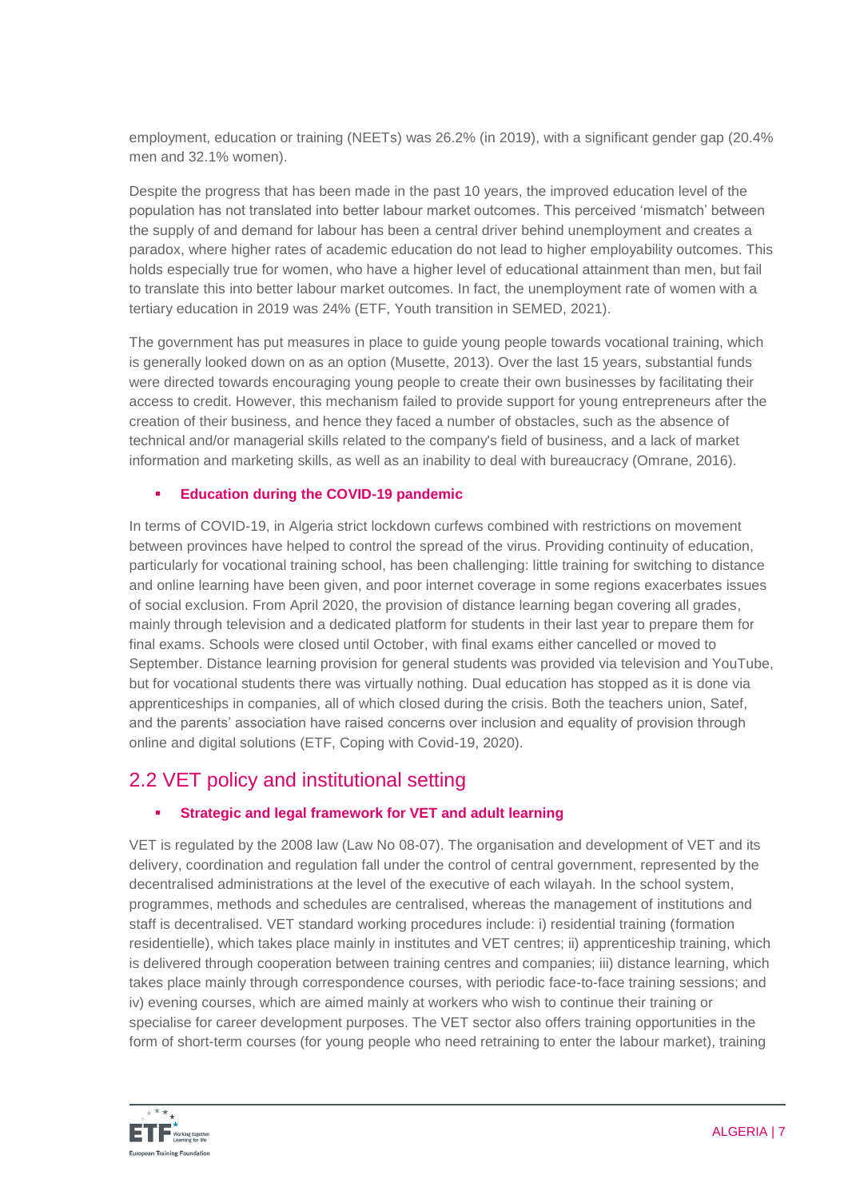employment, education or training (NEETs) was 26.2% (in 2019), with a significant gender gap (20.4% men and 32.1% women).

Despite the progress that has been made in the past 10 years, the improved education level of the population has not translated into better labour market outcomes. This perceived 'mismatch' between the supply of and demand for labour has been a central driver behind unemployment and creates a paradox, where higher rates of academic education do not lead to higher employability outcomes. This holds especially true for women, who have a higher level of educational attainment than men, but fail to translate this into better labour market outcomes. In fact, the unemployment rate of women with a tertiary education in 2019 was 24% (ETF, Youth transition in SEMED, 2021).

The government has put measures in place to guide young people towards vocational training, which is generally looked down on as an option (Musette, 2013). Over the last 15 years, substantial funds were directed towards encouraging young people to create their own businesses by facilitating their access to credit. However, this mechanism failed to provide support for young entrepreneurs after the creation of their business, and hence they faced a number of obstacles, such as the absence of technical and/or managerial skills related to the company's field of business, and a lack of market information and marketing skills, as well as an inability to deal with bureaucracy (Omrane, 2016).

- **Education during the COVID-19 pandemic**

In terms of COVID-19, in Algeria strict lockdown curfews combined with restrictions on movement between provinces have helped to control the spread of the virus. Providing continuity of education, particularly for vocational training school, has been challenging: little training for switching to distance and online learning have been given, and poor internet coverage in some regions exacerbates issues of social exclusion. From April 2020, the provision of distance learning began covering all grades, mainly through television and a dedicated platform for students in their last year to prepare them for final exams. Schools were closed until October, with final exams either cancelled or moved to September. Distance learning provision for general students was provided via television and YouTube, but for vocational students there was virtually nothing. Dual education has stopped as it is done via apprenticeships in companies, all of which closed during the crisis. Both the teachers union, Satef, and the parents' association have raised concerns over inclusion and equality of provision through online and digital solutions (ETF, Coping with Covid-19, 2020).

## 2.2 VET policy and institutional setting

- **Strategic and legal framework for VET and adult learning**

VET is regulated by the 2008 law (Law No 08-07). The organisation and development of VET and its delivery, coordination and regulation fall under the control of central government, represented by the decentralised administrations at the level of the executive of each wilayah. In the school system, programmes, methods and schedules are centralised, whereas the management of institutions and staff is decentralised. VET standard working procedures include: i) residential training (formation residentielle), which takes place mainly in institutes and VET centres; ii) apprenticeship training, which is delivered through cooperation between training centres and companies; iii) distance learning, which takes place mainly through correspondence courses, with periodic face-to-face training sessions; and iv) evening courses, which are aimed mainly at workers who wish to continue their training or specialise for career development purposes. The VET sector also offers training opportunities in the form of short-term courses (for young people who need retraining to enter the labour market), training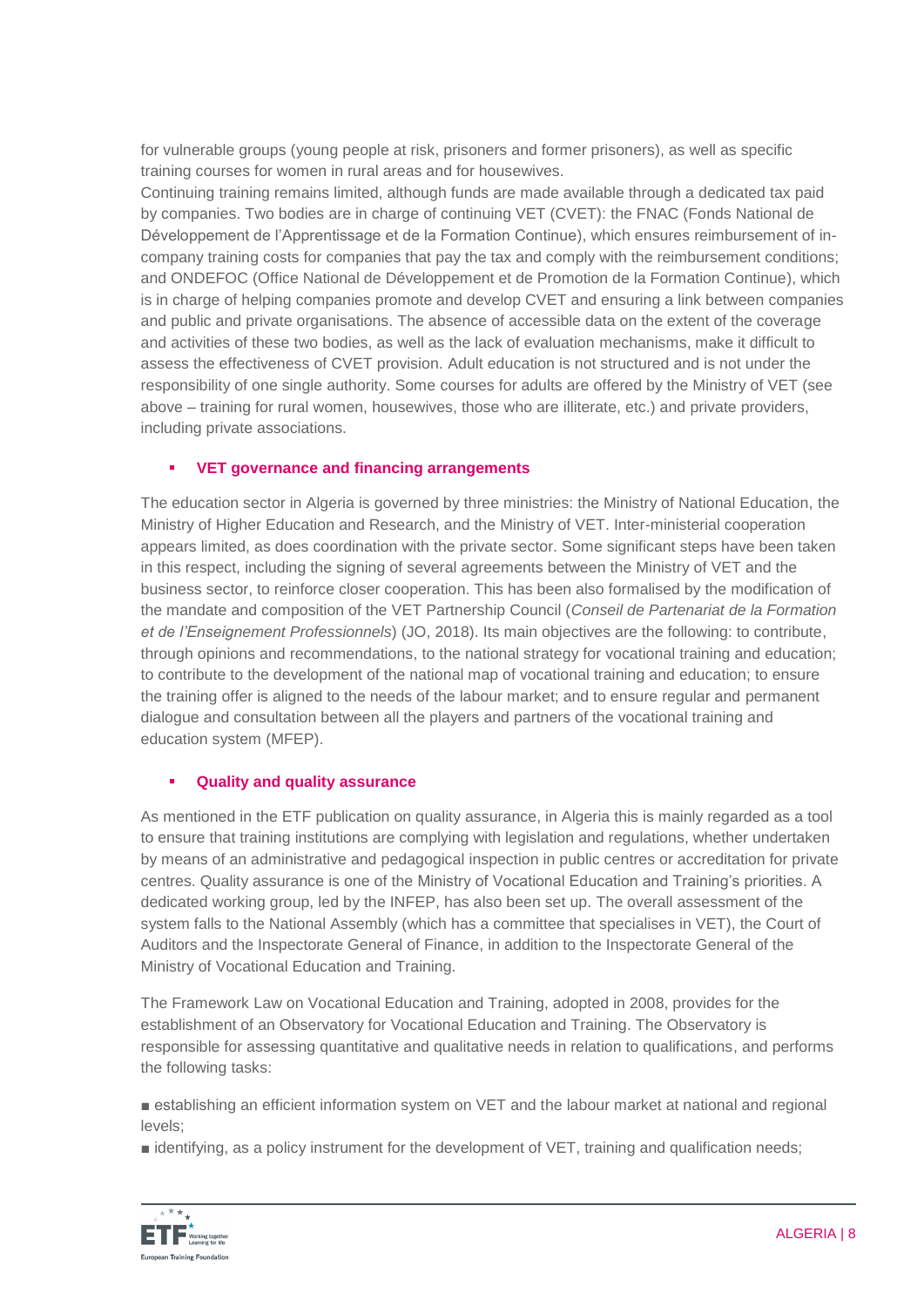for vulnerable groups (young people at risk, prisoners and former prisoners), as well as specific training courses for women in rural areas and for housewives.

Continuing training remains limited, although funds are made available through a dedicated tax paid by companies. Two bodies are in charge of continuing VET (CVET): the FNAC (Fonds National de Développement de l'Apprentissage et de la Formation Continue), which ensures reimbursement of in-company training costs for companies that pay the tax and comply with the reimbursement conditions; and ONDEFOC (Office National de Développement et de Promotion de la Formation Continue), which is in charge of helping companies promote and develop CVET and ensuring a link between companies and public and private organisations. The absence of accessible data on the extent of the coverage and activities of these two bodies, as well as the lack of evaluation mechanisms, make it difficult to assess the effectiveness of CVET provision. Adult education is not structured and is not under the responsibility of one single authority. Some courses for adults are offered by the Ministry of VET (see above – training for rural women, housewives, those who are illiterate, etc.) and private providers, including private associations.

### VET governance and financing arrangements

The education sector in Algeria is governed by three ministries: the Ministry of National Education, the Ministry of Higher Education and Research, and the Ministry of VET. Inter-ministerial cooperation appears limited, as does coordination with the private sector. Some significant steps have been taken in this respect, including the signing of several agreements between the Ministry of VET and the business sector, to reinforce closer cooperation. This has been also formalised by the modification of the mandate and composition of the VET Partnership Council (*Conseil de Partenariat de la Formation et de l'Enseignement Professionnels*) (JO, 2018). Its main objectives are the following: to contribute, through opinions and recommendations, to the national strategy for vocational training and education; to contribute to the development of the national map of vocational training and education; to ensure the training offer is aligned to the needs of the labour market; and to ensure regular and permanent dialogue and consultation between all the players and partners of the vocational training and education system (MFEP).

### Quality and quality assurance

As mentioned in the ETF publication on quality assurance, in Algeria this is mainly regarded as a tool to ensure that training institutions are complying with legislation and regulations, whether undertaken by means of an administrative and pedagogical inspection in public centres or accreditation for private centres. Quality assurance is one of the Ministry of Vocational Education and Training's priorities. A dedicated working group, led by the INFEP, has also been set up. The overall assessment of the system falls to the National Assembly (which has a committee that specialises in VET), the Court of Auditors and the Inspectorate General of Finance, in addition to the Inspectorate General of the Ministry of Vocational Education and Training.

The Framework Law on Vocational Education and Training, adopted in 2008, provides for the establishment of an Observatory for Vocational Education and Training. The Observatory is responsible for assessing quantitative and qualitative needs in relation to qualifications, and performs the following tasks:

- establishing an efficient information system on VET and the labour market at national and regional levels;
- identifying, as a policy instrument for the development of VET, training and qualification needs;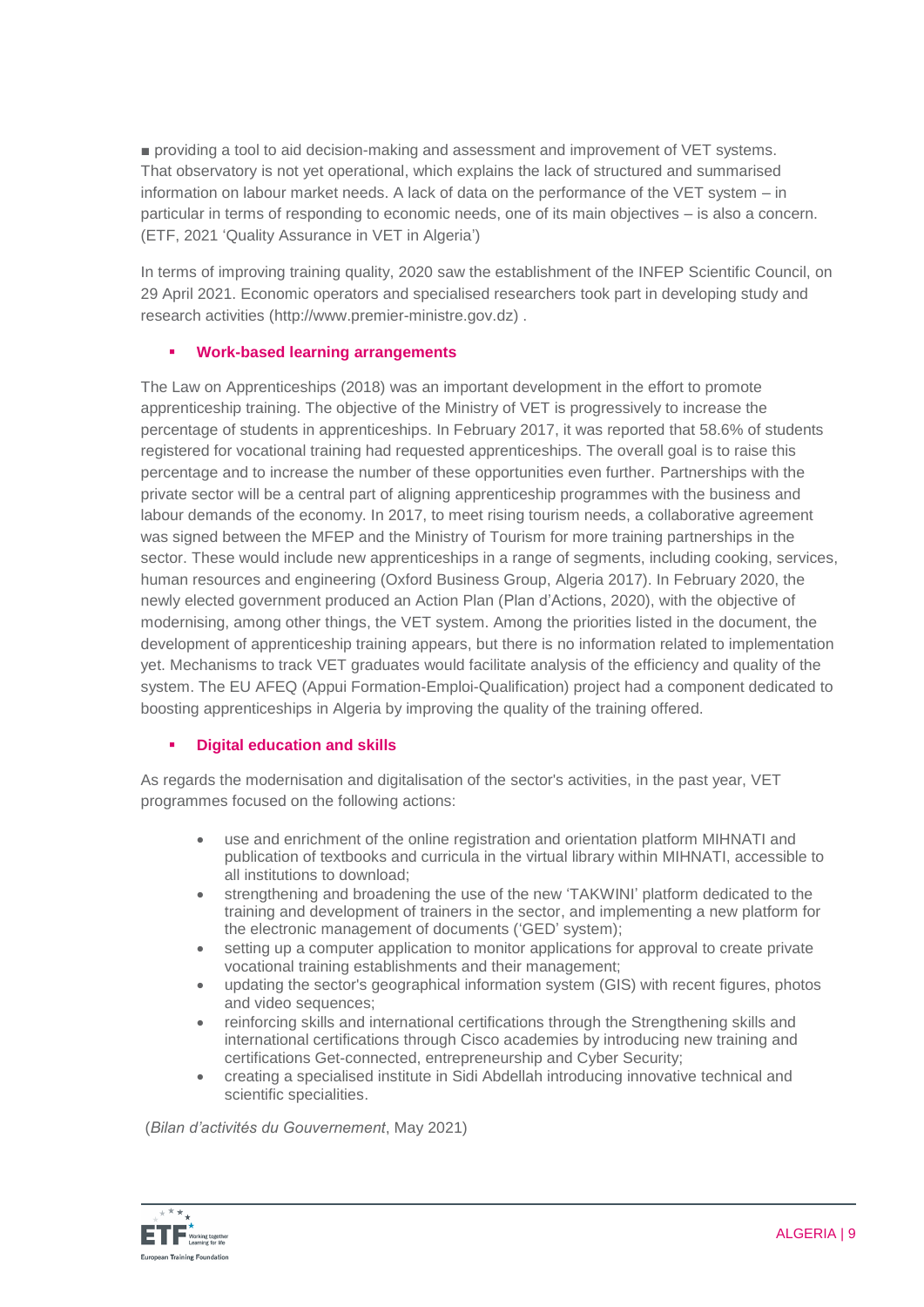■ providing a tool to aid decision-making and assessment and improvement of VET systems.
That observatory is not yet operational, which explains the lack of structured and summarised information on labour market needs. A lack of data on the performance of the VET system – in particular in terms of responding to economic needs, one of its main objectives – is also a concern. (ETF, 2021 'Quality Assurance in VET in Algeria')

In terms of improving training quality, 2020 saw the establishment of the INFEP Scientific Council, on 29 April 2021. Economic operators and specialised researchers took part in developing study and research activities (http://www.premier-ministre.gov.dz) .

- **Work-based learning arrangements**

The Law on Apprenticeships (2018) was an important development in the effort to promote apprenticeship training. The objective of the Ministry of VET is progressively to increase the percentage of students in apprenticeships. In February 2017, it was reported that 58.6% of students registered for vocational training had requested apprenticeships. The overall goal is to raise this percentage and to increase the number of these opportunities even further. Partnerships with the private sector will be a central part of aligning apprenticeship programmes with the business and labour demands of the economy. In 2017, to meet rising tourism needs, a collaborative agreement was signed between the MFEP and the Ministry of Tourism for more training partnerships in the sector. These would include new apprenticeships in a range of segments, including cooking, services, human resources and engineering (Oxford Business Group, Algeria 2017). In February 2020, the newly elected government produced an Action Plan (Plan d'Actions, 2020), with the objective of modernising, among other things, the VET system. Among the priorities listed in the document, the development of apprenticeship training appears, but there is no information related to implementation yet. Mechanisms to track VET graduates would facilitate analysis of the efficiency and quality of the system. The EU AFEQ (Appui Formation-Emploi-Qualification) project had a component dedicated to boosting apprenticeships in Algeria by improving the quality of the training offered.

- **Digital education and skills**

As regards the modernisation and digitalisation of the sector's activities, in the past year, VET programmes focused on the following actions:

- use and enrichment of the online registration and orientation platform MIHNATI and publication of textbooks and curricula in the virtual library within MIHNATI, accessible to all institutions to download;
- strengthening and broadening the use of the new 'TAKWINI' platform dedicated to the training and development of trainers in the sector, and implementing a new platform for the electronic management of documents ('GED' system);
- setting up a computer application to monitor applications for approval to create private vocational training establishments and their management;
- updating the sector's geographical information system (GIS) with recent figures, photos and video sequences;
- reinforcing skills and international certifications through the Strengthening skills and international certifications through Cisco academies by introducing new training and certifications Get-connected, entrepreneurship and Cyber Security;
- creating a specialised institute in Sidi Abdellah introducing innovative technical and scientific specialities.

(*Bilan d'activités du Gouvernement*, May 2021)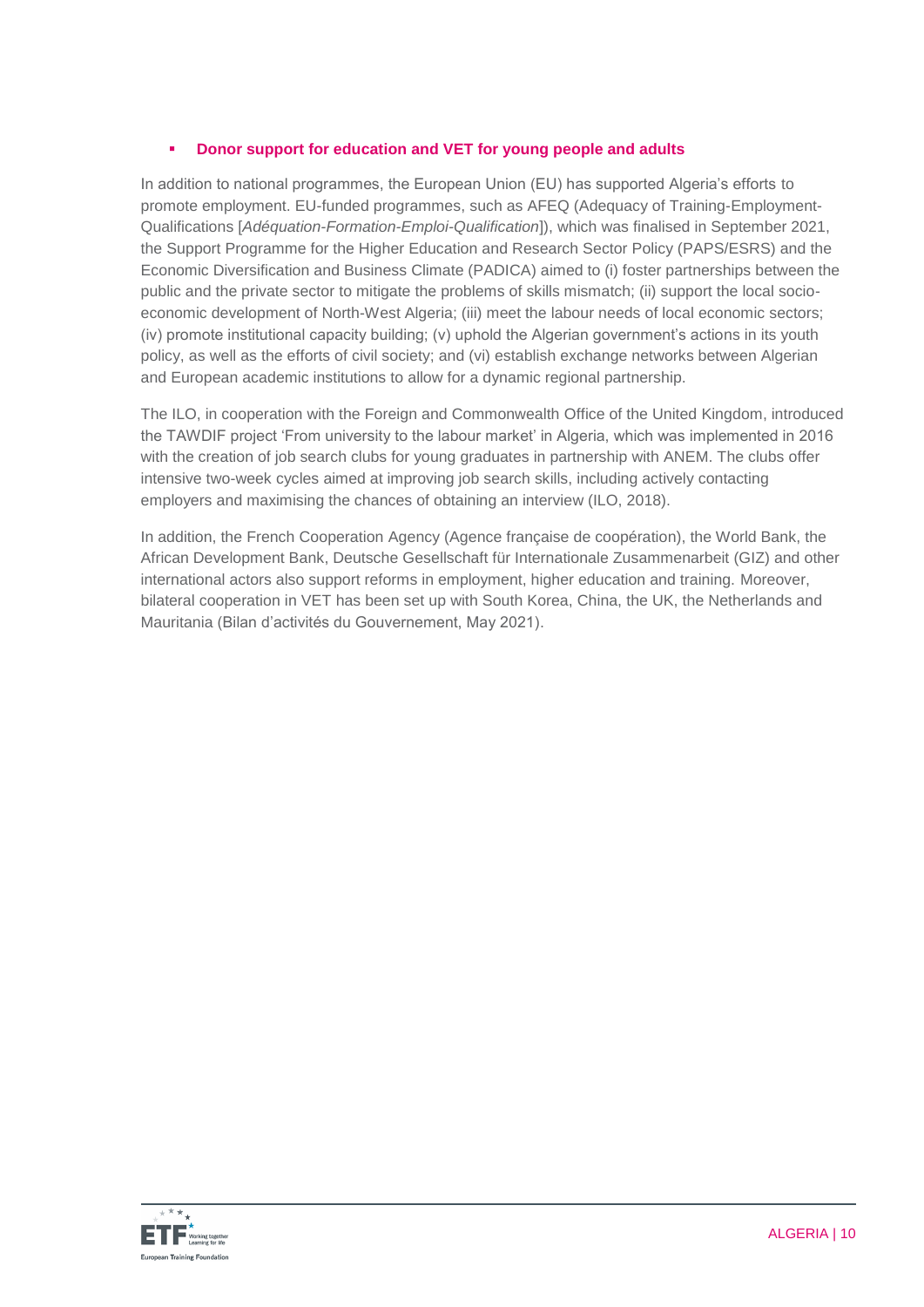- **Donor support for education and VET for young people and adults**

In addition to national programmes, the European Union (EU) has supported Algeria's efforts to promote employment. EU-funded programmes, such as AFEQ (Adequacy of Training-Employment-Qualifications [*Adéquation-Formation-Emploi-Qualification*]), which was finalised in September 2021, the Support Programme for the Higher Education and Research Sector Policy (PAPS/ESRS) and the Economic Diversification and Business Climate (PADICA) aimed to (i) foster partnerships between the public and the private sector to mitigate the problems of skills mismatch; (ii) support the local socio-economic development of North-West Algeria; (iii) meet the labour needs of local economic sectors; (iv) promote institutional capacity building; (v) uphold the Algerian government's actions in its youth policy, as well as the efforts of civil society; and (vi) establish exchange networks between Algerian and European academic institutions to allow for a dynamic regional partnership.

The ILO, in cooperation with the Foreign and Commonwealth Office of the United Kingdom, introduced the TAWDIF project 'From university to the labour market' in Algeria, which was implemented in 2016 with the creation of job search clubs for young graduates in partnership with ANEM. The clubs offer intensive two-week cycles aimed at improving job search skills, including actively contacting employers and maximising the chances of obtaining an interview (ILO, 2018).

In addition, the French Cooperation Agency (Agence française de coopération), the World Bank, the African Development Bank, Deutsche Gesellschaft für Internationale Zusammenarbeit (GIZ) and other international actors also support reforms in employment, higher education and training. Moreover, bilateral cooperation in VET has been set up with South Korea, China, the UK, the Netherlands and Mauritania (Bilan d'activités du Gouvernement, May 2021).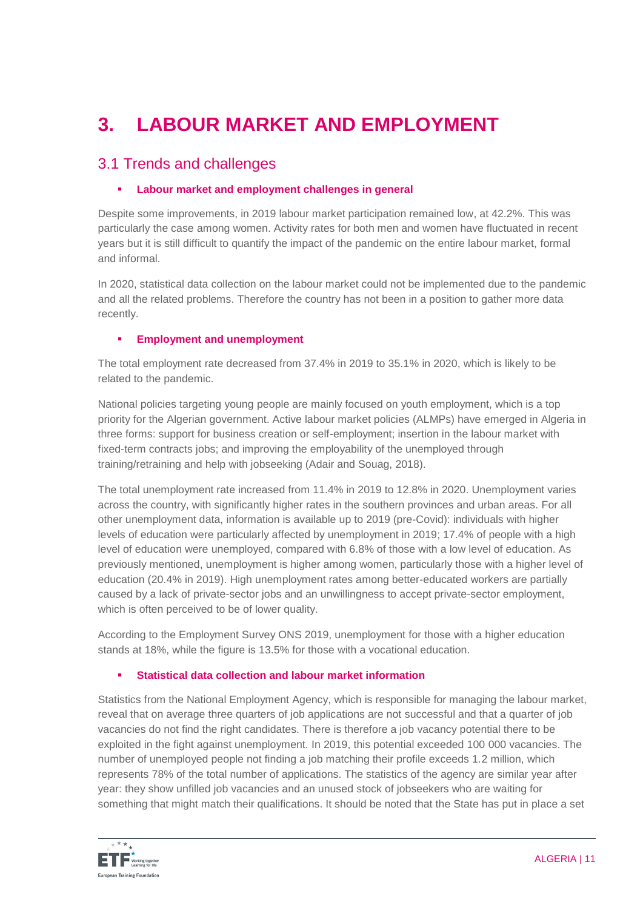# 3. LABOUR MARKET AND EMPLOYMENT

## 3.1 Trends and challenges

- **Labour market and employment challenges in general**

Despite some improvements, in 2019 labour market participation remained low, at 42.2%. This was particularly the case among women. Activity rates for both men and women have fluctuated in recent years but it is still difficult to quantify the impact of the pandemic on the entire labour market, formal and informal.

In 2020, statistical data collection on the labour market could not be implemented due to the pandemic and all the related problems. Therefore the country has not been in a position to gather more data recently.

- **Employment and unemployment**

The total employment rate decreased from 37.4% in 2019 to 35.1% in 2020, which is likely to be related to the pandemic.

National policies targeting young people are mainly focused on youth employment, which is a top priority for the Algerian government. Active labour market policies (ALMPs) have emerged in Algeria in three forms: support for business creation or self-employment; insertion in the labour market with fixed-term contracts jobs; and improving the employability of the unemployed through training/retraining and help with jobseeking (Adair and Souag, 2018).

The total unemployment rate increased from 11.4% in 2019 to 12.8% in 2020. Unemployment varies across the country, with significantly higher rates in the southern provinces and urban areas. For all other unemployment data, information is available up to 2019 (pre-Covid): individuals with higher levels of education were particularly affected by unemployment in 2019; 17.4% of people with a high level of education were unemployed, compared with 6.8% of those with a low level of education. As previously mentioned, unemployment is higher among women, particularly those with a higher level of education (20.4% in 2019). High unemployment rates among better-educated workers are partially caused by a lack of private-sector jobs and an unwillingness to accept private-sector employment, which is often perceived to be of lower quality.

According to the Employment Survey ONS 2019, unemployment for those with a higher education stands at 18%, while the figure is 13.5% for those with a vocational education.

- **Statistical data collection and labour market information**

Statistics from the National Employment Agency, which is responsible for managing the labour market, reveal that on average three quarters of job applications are not successful and that a quarter of job vacancies do not find the right candidates. There is therefore a job vacancy potential there to be exploited in the fight against unemployment. In 2019, this potential exceeded 100 000 vacancies. The number of unemployed people not finding a job matching their profile exceeds 1.2 million, which represents 78% of the total number of applications. The statistics of the agency are similar year after year: they show unfilled job vacancies and an unused stock of jobseekers who are waiting for something that might match their qualifications. It should be noted that the State has put in place a set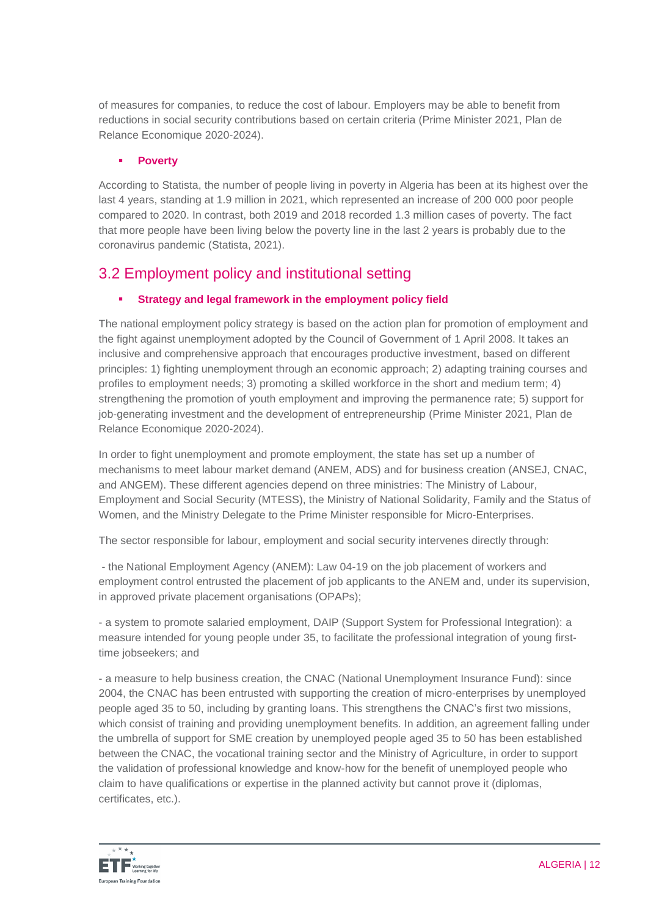of measures for companies, to reduce the cost of labour. Employers may be able to benefit from reductions in social security contributions based on certain criteria (Prime Minister 2021, Plan de Relance Economique 2020-2024).

- **Poverty**

According to Statista, the number of people living in poverty in Algeria has been at its highest over the last 4 years, standing at 1.9 million in 2021, which represented an increase of 200 000 poor people compared to 2020. In contrast, both 2019 and 2018 recorded 1.3 million cases of poverty. The fact that more people have been living below the poverty line in the last 2 years is probably due to the coronavirus pandemic (Statista, 2021).

## 3.2 Employment policy and institutional setting

- **Strategy and legal framework in the employment policy field**

The national employment policy strategy is based on the action plan for promotion of employment and the fight against unemployment adopted by the Council of Government of 1 April 2008. It takes an inclusive and comprehensive approach that encourages productive investment, based on different principles: 1) fighting unemployment through an economic approach; 2) adapting training courses and profiles to employment needs; 3) promoting a skilled workforce in the short and medium term; 4) strengthening the promotion of youth employment and improving the permanence rate; 5) support for job-generating investment and the development of entrepreneurship (Prime Minister 2021, Plan de Relance Economique 2020-2024).

In order to fight unemployment and promote employment, the state has set up a number of mechanisms to meet labour market demand (ANEM, ADS) and for business creation (ANSEJ, CNAC, and ANGEM). These different agencies depend on three ministries: The Ministry of Labour, Employment and Social Security (MTESS), the Ministry of National Solidarity, Family and the Status of Women, and the Ministry Delegate to the Prime Minister responsible for Micro-Enterprises.

The sector responsible for labour, employment and social security intervenes directly through:

- the National Employment Agency (ANEM): Law 04-19 on the job placement of workers and employment control entrusted the placement of job applicants to the ANEM and, under its supervision, in approved private placement organisations (OPAPs);

- a system to promote salaried employment, DAIP (Support System for Professional Integration): a measure intended for young people under 35, to facilitate the professional integration of young first-time jobseekers; and

- a measure to help business creation, the CNAC (National Unemployment Insurance Fund): since 2004, the CNAC has been entrusted with supporting the creation of micro-enterprises by unemployed people aged 35 to 50, including by granting loans. This strengthens the CNAC's first two missions, which consist of training and providing unemployment benefits. In addition, an agreement falling under the umbrella of support for SME creation by unemployed people aged 35 to 50 has been established between the CNAC, the vocational training sector and the Ministry of Agriculture, in order to support the validation of professional knowledge and know-how for the benefit of unemployed people who claim to have qualifications or expertise in the planned activity but cannot prove it (diplomas, certificates, etc.).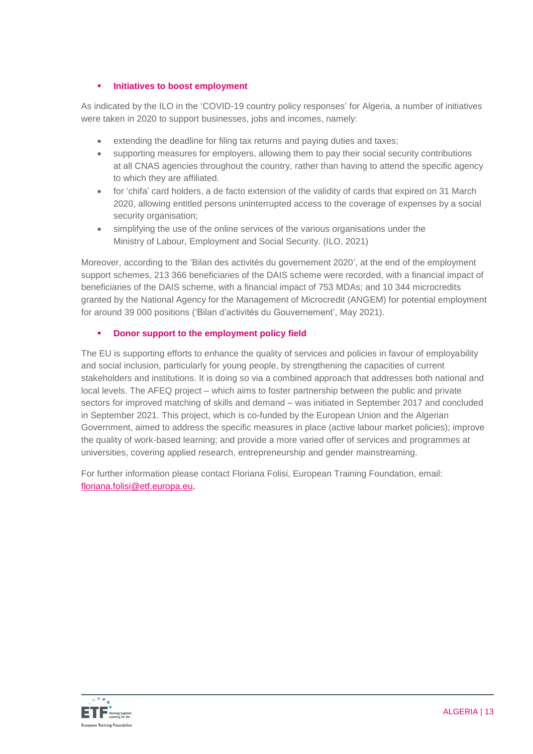- **Initiatives to boost employment**

As indicated by the ILO in the 'COVID-19 country policy responses' for Algeria, a number of initiatives were taken in 2020 to support businesses, jobs and incomes, namely:

- extending the deadline for filing tax returns and paying duties and taxes;
- supporting measures for employers, allowing them to pay their social security contributions at all CNAS agencies throughout the country, rather than having to attend the specific agency to which they are affiliated.
- for 'chifa' card holders, a de facto extension of the validity of cards that expired on 31 March 2020, allowing entitled persons uninterrupted access to the coverage of expenses by a social security organisation;
- simplifying the use of the online services of the various organisations under the Ministry of Labour, Employment and Social Security. (ILO, 2021)

Moreover, according to the 'Bilan des activités du governement 2020', at the end of the employment support schemes, 213 366 beneficiaries of the DAIS scheme were recorded, with a financial impact of beneficiaries of the DAIS scheme, with a financial impact of 753 MDAs; and 10 344 microcredits granted by the National Agency for the Management of Microcredit (ANGEM) for potential employment for around 39 000 positions ('Bilan d'activités du Gouvernement', May 2021).

- **Donor support to the employment policy field**

The EU is supporting efforts to enhance the quality of services and policies in favour of employability and social inclusion, particularly for young people, by strengthening the capacities of current stakeholders and institutions. It is doing so via a combined approach that addresses both national and local levels. The AFEQ project – which aims to foster partnership between the public and private sectors for improved matching of skills and demand – was initiated in September 2017 and concluded in September 2021. This project, which is co-funded by the European Union and the Algerian Government, aimed to address the specific measures in place (active labour market policies); improve the quality of work-based learning; and provide a more varied offer of services and programmes at universities, covering applied research, entrepreneurship and gender mainstreaming.

For further information please contact Floriana Folisi, European Training Foundation, email: floriana.folisi@etf.europa.eu.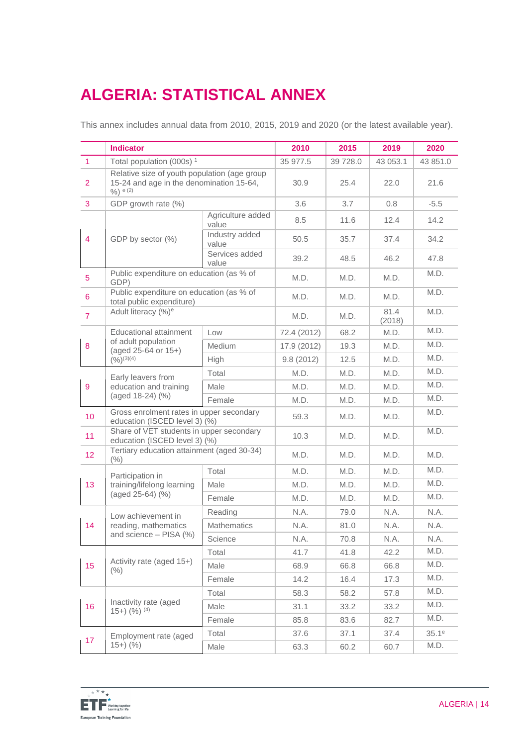# ALGERIA: STATISTICAL ANNEX

This annex includes annual data from 2010, 2015, 2019 and 2020 (or the latest available year).

| | Indicator | | 2010 | 2015 | 2019 | 2020 |
|---|---|---|---|---|---|---|
| 1 | Total population (000s) [1] | | 35 977.5 | 39 728.0 | 43 053.1 | 43 851.0 |
| 2 | Relative size of youth population (age group 15-24 and age in the denomination 15-64, %) [e (2)] | | 30.9 | 25.4 | 22.0 | 21.6 |
| 3 | GDP growth rate (%) | | 3.6 | 3.7 | 0.8 | -5.5 |
| 4 | GDP by sector (%) | Agriculture added value | 8.5 | 11.6 | 12.4 | 14.2 |
| | | Industry added value | 50.5 | 35.7 | 37.4 | 34.2 |
| | | Services added value | 39.2 | 48.5 | 46.2 | 47.8 |
| 5 | Public expenditure on education (as % of GDP) | | M.D. | M.D. | M.D. | M.D. |
| 6 | Public expenditure on education (as % of total public expenditure) | | M.D. | M.D. | M.D. | M.D. |
| 7 | Adult literacy (%)[e] | | M.D. | M.D. | 81.4 (2018) | M.D. |
| 8 | Educational attainment of adult population (aged 25-64 or 15+) (%)[(3)(4)] | Low | 72.4 (2012) | 68.2 | M.D. | M.D. |
| | | Medium | 17.9 (2012) | 19.3 | M.D. | M.D. |
| | | High | 9.8 (2012) | 12.5 | M.D. | M.D. |
| 9 | Early leavers from education and training (aged 18-24) (%) | Total | M.D. | M.D. | M.D. | M.D. |
| | | Male | M.D. | M.D. | M.D. | M.D. |
| | | Female | M.D. | M.D. | M.D. | M.D. |
| 10 | Gross enrolment rates in upper secondary education (ISCED level 3) (%) | | 59.3 | M.D. | M.D. | M.D. |
| 11 | Share of VET students in upper secondary education (ISCED level 3) (%) | | 10.3 | M.D. | M.D. | M.D. |
| 12 | Tertiary education attainment (aged 30-34) (%) | | M.D. | M.D. | M.D. | M.D. |
| 13 | Participation in training/lifelong learning (aged 25-64) (%) | Total | M.D. | M.D. | M.D. | M.D. |
| | | Male | M.D. | M.D. | M.D. | M.D. |
| | | Female | M.D. | M.D. | M.D. | M.D. |
| 14 | Low achievement in reading, mathematics and science – PISA (%) | Reading | N.A. | 79.0 | N.A. | N.A. |
| | | Mathematics | N.A. | 81.0 | N.A. | N.A. |
| | | Science | N.A. | 70.8 | N.A. | N.A. |
| 15 | Activity rate (aged 15+) (%) | Total | 41.7 | 41.8 | 42.2 | M.D. |
| | | Male | 68.9 | 66.8 | 66.8 | M.D. |
| | | Female | 14.2 | 16.4 | 17.3 | M.D. |
| 16 | Inactivity rate (aged 15+) (%) [(4)] | Total | 58.3 | 58.2 | 57.8 | M.D. |
| | | Male | 31.1 | 33.2 | 33.2 | M.D. |
| | | Female | 85.8 | 83.6 | 82.7 | M.D. |
| 17 | Employment rate (aged 15+) (%) | Total | 37.6 | 37.1 | 37.4 | 35.1[e] |
| | | Male | 63.3 | 60.2 | 60.7 | M.D. |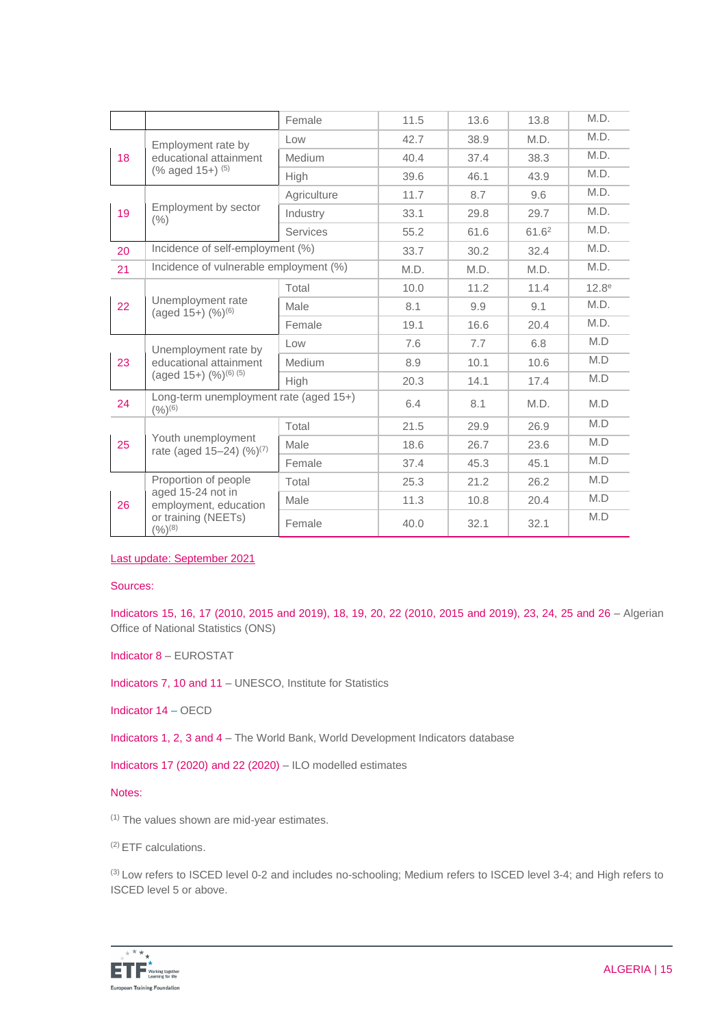| | | | | | | |
|---|---|---|---|---|---|---|
| | | Female | 11.5 | 13.6 | 13.8 | M.D. |
| 18 | Employment rate by educational attainment (% aged 15+) [5] | Low | 42.7 | 38.9 | M.D. | M.D. |
| | | Medium | 40.4 | 37.4 | 38.3 | M.D. |
| | | High | 39.6 | 46.1 | 43.9 | M.D. |
| 19 | Employment by sector (%) | Agriculture | 11.7 | 8.7 | 9.6 | M.D. |
| | | Industry | 33.1 | 29.8 | 29.7 | M.D. |
| | | Services | 55.2 | 61.6 | 61.6[2] | M.D. |
| 20 | Incidence of self-employment (%) | | 33.7 | 30.2 | 32.4 | M.D. |
| 21 | Incidence of vulnerable employment (%) | | M.D. | M.D. | M.D. | M.D. |
| 22 | Unemployment rate (aged 15+) (%)[6] | Total | 10.0 | 11.2 | 11.4 | 12.8[e] |
| | | Male | 8.1 | 9.9 | 9.1 | M.D. |
| | | Female | 19.1 | 16.6 | 20.4 | M.D. |
| 23 | Unemployment rate by educational attainment (aged 15+) (%)[6] [5] | Low | 7.6 | 7.7 | 6.8 | M.D |
| | | Medium | 8.9 | 10.1 | 10.6 | M.D |
| | | High | 20.3 | 14.1 | 17.4 | M.D |
| 24 | Long-term unemployment rate (aged 15+) (%)[6] | | 6.4 | 8.1 | M.D. | M.D |
| 25 | Youth unemployment rate (aged 15–24) (%)[7] | Total | 21.5 | 29.9 | 26.9 | M.D |
| | | Male | 18.6 | 26.7 | 23.6 | M.D |
| | | Female | 37.4 | 45.3 | 45.1 | M.D |
| 26 | Proportion of people aged 15-24 not in employment, education or training (NEETs) (%)[8] | Total | 25.3 | 21.2 | 26.2 | M.D |
| | | Male | 11.3 | 10.8 | 20.4 | M.D |
| | | Female | 40.0 | 32.1 | 32.1 | M.D |

Last update: September 2021

Sources:

Indicators 15, 16, 17 (2010, 2015 and 2019), 18, 19, 20, 22 (2010, 2015 and 2019), 23, 24, 25 and 26 – Algerian Office of National Statistics (ONS)

Indicator 8 – EUROSTAT

Indicators 7, 10 and 11 – UNESCO, Institute for Statistics

Indicator 14 – OECD

Indicators 1, 2, 3 and 4 – The World Bank, World Development Indicators database

Indicators 17 (2020) and 22 (2020) – ILO modelled estimates

Notes:

(1) The values shown are mid-year estimates.

(2) ETF calculations.

(3) Low refers to ISCED level 0-2 and includes no-schooling; Medium refers to ISCED level 3-4; and High refers to ISCED level 5 or above.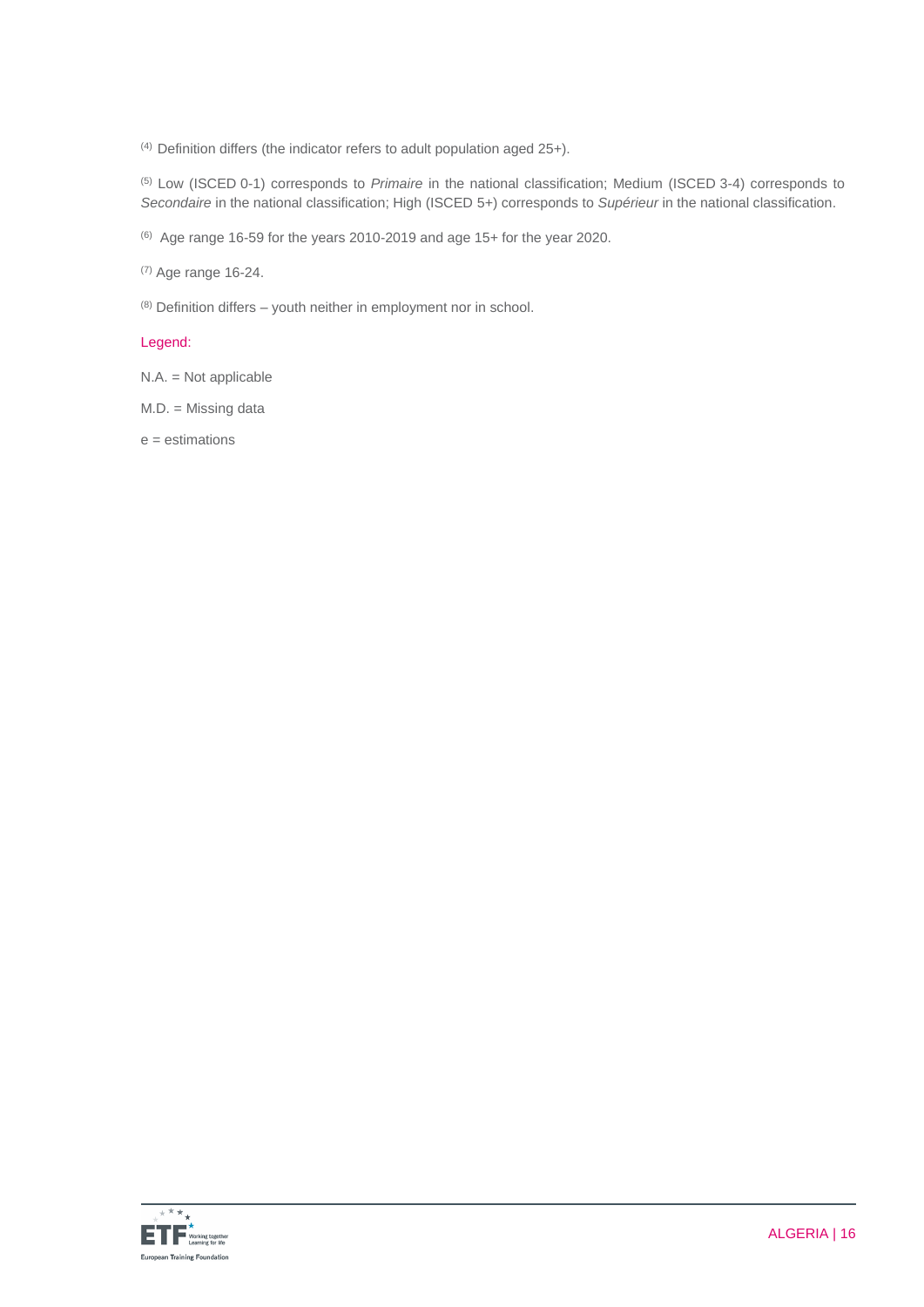[4] Definition differs (the indicator refers to adult population aged 25+).

[5] Low (ISCED 0-1) corresponds to *Primaire* in the national classification; Medium (ISCED 3-4) corresponds to *Secondaire* in the national classification; High (ISCED 5+) corresponds to *Supérieur* in the national classification.

[6] Age range 16-59 for the years 2010-2019 and age 15+ for the year 2020.

[7] Age range 16-24.

[8] Definition differs – youth neither in employment nor in school.

Legend:

N.A. = Not applicable

M.D. = Missing data

e = estimations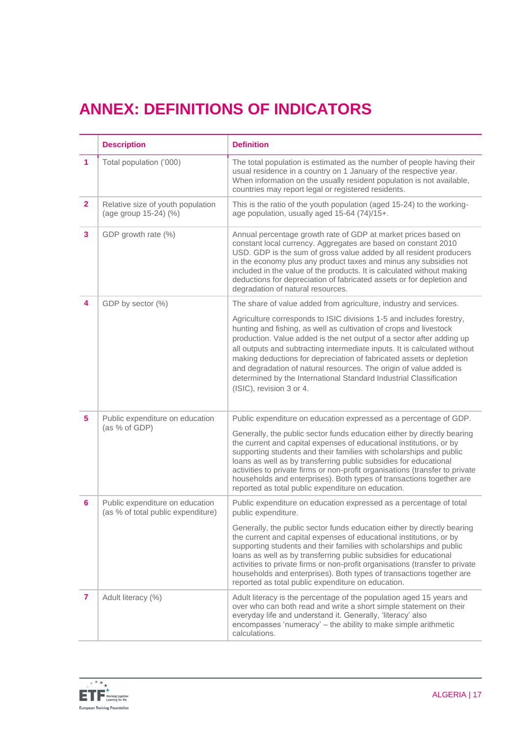# ANNEX: DEFINITIONS OF INDICATORS

| | Description | Definition |
|---|---|---|
| 1 | Total population ('000) | The total population is estimated as the number of people having their usual residence in a country on 1 January of the respective year. When information on the usually resident population is not available, countries may report legal or registered residents. |
| 2 | Relative size of youth population (age group 15-24) (%) | This is the ratio of the youth population (aged 15-24) to the working-age population, usually aged 15-64 (74)/15+. |
| 3 | GDP growth rate (%) | Annual percentage growth rate of GDP at market prices based on constant local currency. Aggregates are based on constant 2010 USD. GDP is the sum of gross value added by all resident producers in the economy plus any product taxes and minus any subsidies not included in the value of the products. It is calculated without making deductions for depreciation of fabricated assets or for depletion and degradation of natural resources. |
| 4 | GDP by sector (%) | The share of value added from agriculture, industry and services.<br><br>Agriculture corresponds to ISIC divisions 1-5 and includes forestry, hunting and fishing, as well as cultivation of crops and livestock production. Value added is the net output of a sector after adding up all outputs and subtracting intermediate inputs. It is calculated without making deductions for depreciation of fabricated assets or depletion and degradation of natural resources. The origin of value added is determined by the International Standard Industrial Classification (ISIC), revision 3 or 4. |
| 5 | Public expenditure on education (as % of GDP) | Public expenditure on education expressed as a percentage of GDP.<br><br>Generally, the public sector funds education either by directly bearing the current and capital expenses of educational institutions, or by supporting students and their families with scholarships and public loans as well as by transferring public subsidies for educational activities to private firms or non-profit organisations (transfer to private households and enterprises). Both types of transactions together are reported as total public expenditure on education. |
| 6 | Public expenditure on education (as % of total public expenditure) | Public expenditure on education expressed as a percentage of total public expenditure.<br><br>Generally, the public sector funds education either by directly bearing the current and capital expenses of educational institutions, or by supporting students and their families with scholarships and public loans as well as by transferring public subsidies for educational activities to private firms or non-profit organisations (transfer to private households and enterprises). Both types of transactions together are reported as total public expenditure on education. |
| 7 | Adult literacy (%) | Adult literacy is the percentage of the population aged 15 years and over who can both read and write a short simple statement on their everyday life and understand it. Generally, 'literacy' also encompasses 'numeracy' – the ability to make simple arithmetic calculations. |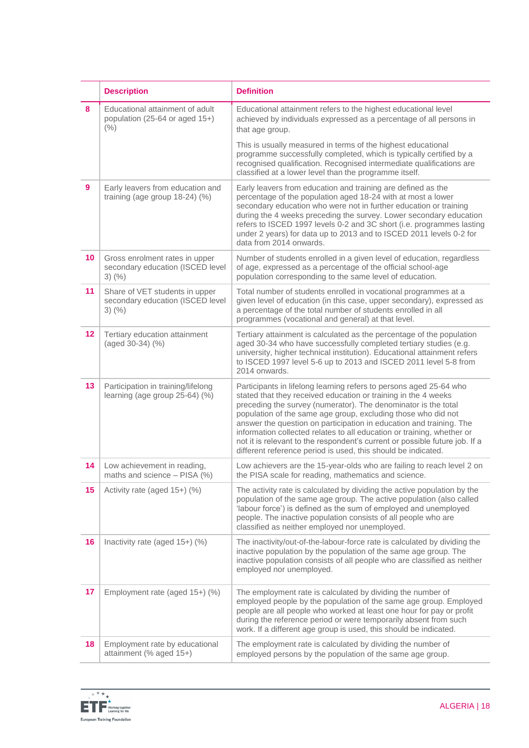| | Description | Definition |
|---|---|---|
| 8 | Educational attainment of adult population (25-64 or aged 15+) (%) | Educational attainment refers to the highest educational level achieved by individuals expressed as a percentage of all persons in that age group.<br><br>This is usually measured in terms of the highest educational programme successfully completed, which is typically certified by a recognised qualification. Recognised intermediate qualifications are classified at a lower level than the programme itself. |
| 9 | Early leavers from education and training (age group 18-24) (%) | Early leavers from education and training are defined as the percentage of the population aged 18-24 with at most a lower secondary education who were not in further education or training during the 4 weeks preceding the survey. Lower secondary education refers to ISCED 1997 levels 0-2 and 3C short (i.e. programmes lasting under 2 years) for data up to 2013 and to ISCED 2011 levels 0-2 for data from 2014 onwards. |
| 10 | Gross enrolment rates in upper secondary education (ISCED level 3) (%) | Number of students enrolled in a given level of education, regardless of age, expressed as a percentage of the official school-age population corresponding to the same level of education. |
| 11 | Share of VET students in upper secondary education (ISCED level 3) (%) | Total number of students enrolled in vocational programmes at a given level of education (in this case, upper secondary), expressed as a percentage of the total number of students enrolled in all programmes (vocational and general) at that level. |
| 12 | Tertiary education attainment (aged 30-34) (%) | Tertiary attainment is calculated as the percentage of the population aged 30-34 who have successfully completed tertiary studies (e.g. university, higher technical institution). Educational attainment refers to ISCED 1997 level 5-6 up to 2013 and ISCED 2011 level 5-8 from 2014 onwards. |
| 13 | Participation in training/lifelong learning (age group 25-64) (%) | Participants in lifelong learning refers to persons aged 25-64 who stated that they received education or training in the 4 weeks preceding the survey (numerator). The denominator is the total population of the same age group, excluding those who did not answer the question on participation in education and training. The information collected relates to all education or training, whether or not it is relevant to the respondent's current or possible future job. If a different reference period is used, this should be indicated. |
| 14 | Low achievement in reading, maths and science – PISA (%) | Low achievers are the 15-year-olds who are failing to reach level 2 on the PISA scale for reading, mathematics and science. |
| 15 | Activity rate (aged 15+) (%) | The activity rate is calculated by dividing the active population by the population of the same age group. The active population (also called 'labour force') is defined as the sum of employed and unemployed people. The inactive population consists of all people who are classified as neither employed nor unemployed. |
| 16 | Inactivity rate (aged 15+) (%) | The inactivity/out-of-the-labour-force rate is calculated by dividing the inactive population by the population of the same age group. The inactive population consists of all people who are classified as neither employed nor unemployed. |
| 17 | Employment rate (aged 15+) (%) | The employment rate is calculated by dividing the number of employed people by the population of the same age group. Employed people are all people who worked at least one hour for pay or profit during the reference period or were temporarily absent from such work. If a different age group is used, this should be indicated. |
| 18 | Employment rate by educational attainment (% aged 15+) | The employment rate is calculated by dividing the number of employed persons by the population of the same age group. |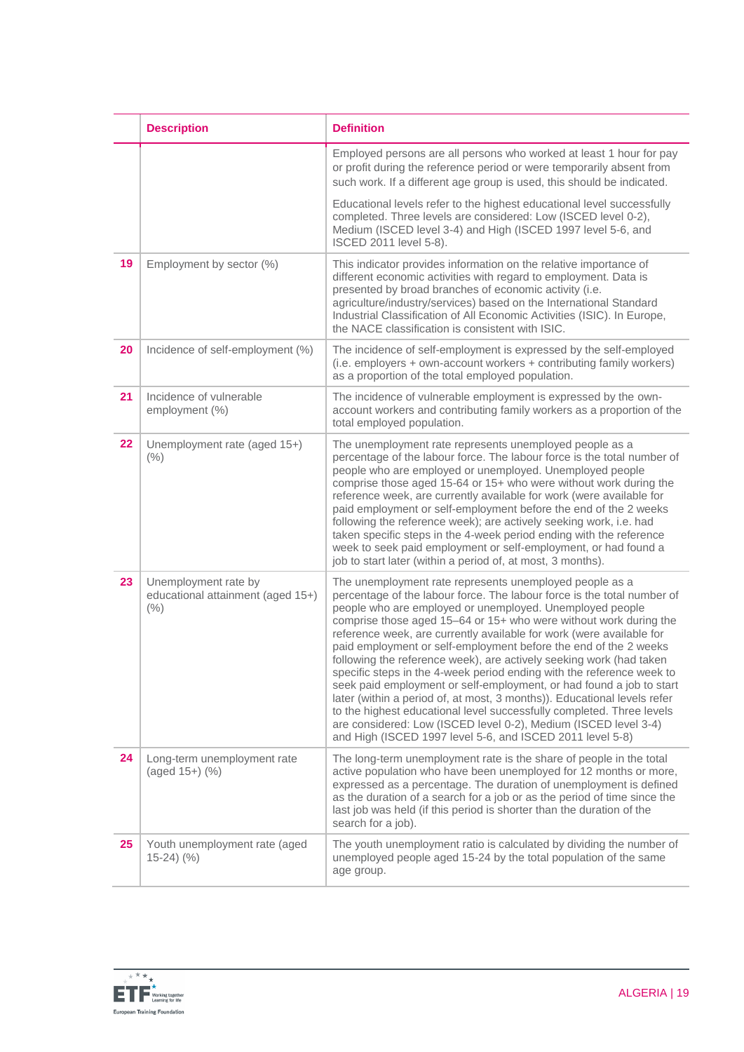| | Description | Definition |
|---|---|---|
| | | Employed persons are all persons who worked at least 1 hour for pay or profit during the reference period or were temporarily absent from such work. If a different age group is used, this should be indicated.<br><br>Educational levels refer to the highest educational level successfully completed. Three levels are considered: Low (ISCED level 0-2), Medium (ISCED level 3-4) and High (ISCED 1997 level 5-6, and ISCED 2011 level 5-8). |
| 19 | Employment by sector (%) | This indicator provides information on the relative importance of different economic activities with regard to employment. Data is presented by broad branches of economic activity (i.e. agriculture/industry/services) based on the International Standard Industrial Classification of All Economic Activities (ISIC). In Europe, the NACE classification is consistent with ISIC. |
| 20 | Incidence of self-employment (%) | The incidence of self-employment is expressed by the self-employed (i.e. employers + own-account workers + contributing family workers) as a proportion of the total employed population. |
| 21 | Incidence of vulnerable employment (%) | The incidence of vulnerable employment is expressed by the own-account workers and contributing family workers as a proportion of the total employed population. |
| 22 | Unemployment rate (aged 15+) (%) | The unemployment rate represents unemployed people as a percentage of the labour force. The labour force is the total number of people who are employed or unemployed. Unemployed people comprise those aged 15-64 or 15+ who were without work during the reference week, are currently available for work (were available for paid employment or self-employment before the end of the 2 weeks following the reference week); are actively seeking work, i.e. had taken specific steps in the 4-week period ending with the reference week to seek paid employment or self-employment, or had found a job to start later (within a period of, at most, 3 months). |
| 23 | Unemployment rate by educational attainment (aged 15+) (%) | The unemployment rate represents unemployed people as a percentage of the labour force. The labour force is the total number of people who are employed or unemployed. Unemployed people comprise those aged 15–64 or 15+ who were without work during the reference week, are currently available for work (were available for paid employment or self-employment before the end of the 2 weeks following the reference week), are actively seeking work (had taken specific steps in the 4-week period ending with the reference week to seek paid employment or self-employment, or had found a job to start later (within a period of, at most, 3 months)). Educational levels refer to the highest educational level successfully completed. Three levels are considered: Low (ISCED level 0-2), Medium (ISCED level 3-4) and High (ISCED 1997 level 5-6, and ISCED 2011 level 5-8) |
| 24 | Long-term unemployment rate (aged 15+) (%) | The long-term unemployment rate is the share of people in the total active population who have been unemployed for 12 months or more, expressed as a percentage. The duration of unemployment is defined as the duration of a search for a job or as the period of time since the last job was held (if this period is shorter than the duration of the search for a job). |
| 25 | Youth unemployment rate (aged 15-24) (%) | The youth unemployment ratio is calculated by dividing the number of unemployed people aged 15-24 by the total population of the same age group. |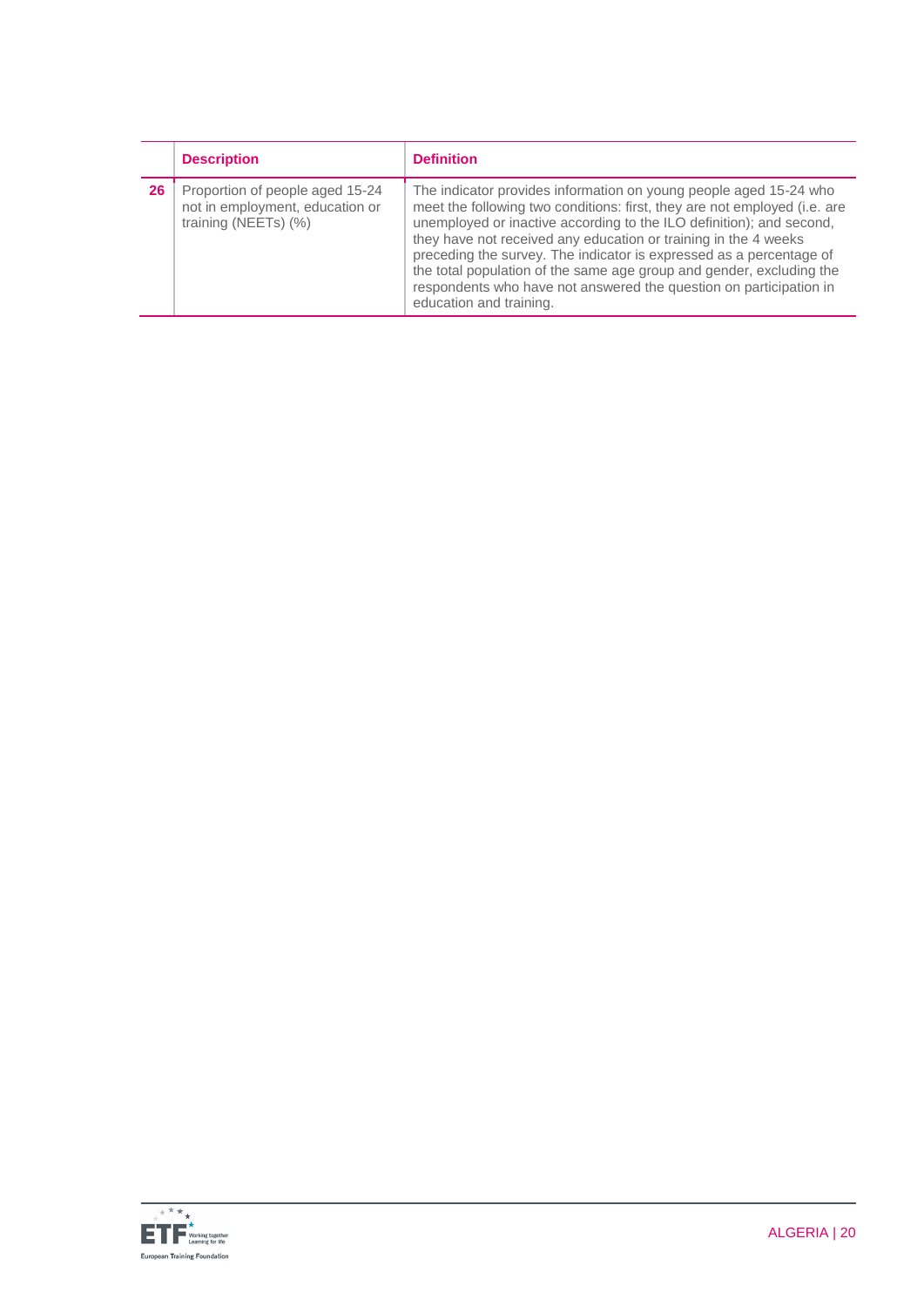|  | Description | Definition |
| --- | --- | --- |
| 26 | Proportion of people aged 15-24 not in employment, education or training (NEETs) (%) | The indicator provides information on young people aged 15-24 who meet the following two conditions: first, they are not employed (i.e. are unemployed or inactive according to the ILO definition); and second, they have not received any education or training in the 4 weeks preceding the survey. The indicator is expressed as a percentage of the total population of the same age group and gender, excluding the respondents who have not answered the question on participation in education and training. |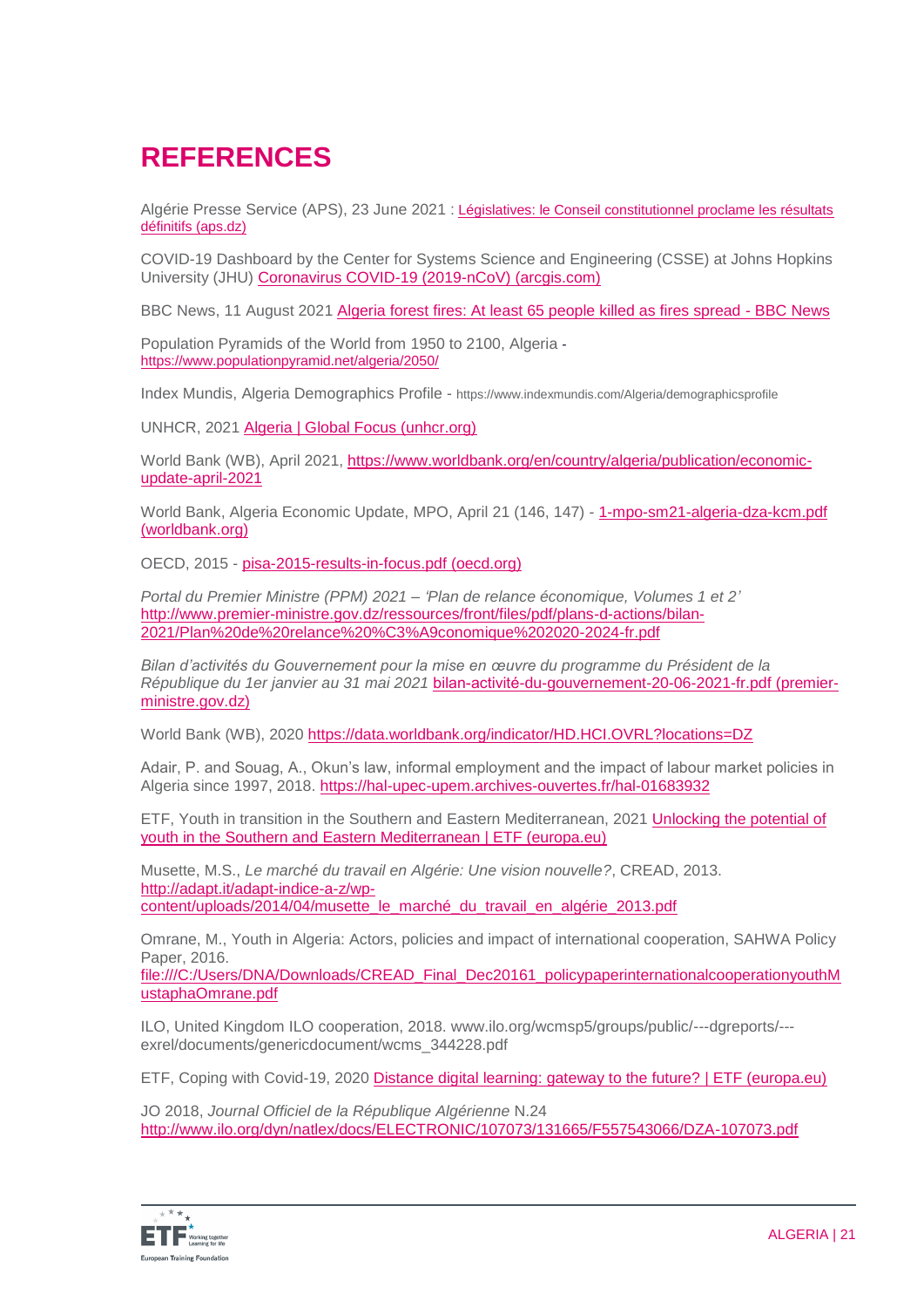# REFERENCES

Algérie Presse Service (APS), 23 June 2021 : Législatives: le Conseil constitutionnel proclame les résultats définitifs (aps.dz)

COVID-19 Dashboard by the Center for Systems Science and Engineering (CSSE) at Johns Hopkins University (JHU) Coronavirus COVID-19 (2019-nCoV) (arcgis.com)

BBC News, 11 August 2021 Algeria forest fires: At least 65 people killed as fires spread - BBC News

Population Pyramids of the World from 1950 to 2100, Algeria - https://www.populationpyramid.net/algeria/2050/

Index Mundis, Algeria Demographics Profile - https://www.indexmundis.com/Algeria/demographicsprofile

UNHCR, 2021 Algeria | Global Focus (unhcr.org)

World Bank (WB), April 2021, https://www.worldbank.org/en/country/algeria/publication/economic-update-april-2021

World Bank, Algeria Economic Update, MPO, April 21 (146, 147) - 1-mpo-sm21-algeria-dza-kcm.pdf (worldbank.org)

OECD, 2015 - pisa-2015-results-in-focus.pdf (oecd.org)

*Portal du Premier Ministre (PPM) 2021 – 'Plan de relance économique, Volumes 1 et 2'* http://www.premier-ministre.gov.dz/ressources/front/files/pdf/plans-d-actions/bilan-2021/Plan%20de%20relance%20%C3%A9conomique%202020-2024-fr.pdf

*Bilan d'activités du Gouvernement pour la mise en œuvre du programme du Président de la République du 1er janvier au 31 mai 2021* bilan-activité-du-gouvernement-20-06-2021-fr.pdf (premier-ministre.gov.dz)

World Bank (WB), 2020 https://data.worldbank.org/indicator/HD.HCI.OVRL?locations=DZ

Adair, P. and Souag, A., Okun's law, informal employment and the impact of labour market policies in Algeria since 1997, 2018. https://hal-upec-upem.archives-ouvertes.fr/hal-01683932

ETF, Youth in transition in the Southern and Eastern Mediterranean, 2021 Unlocking the potential of youth in the Southern and Eastern Mediterranean | ETF (europa.eu)

Musette, M.S., *Le marché du travail en Algérie: Une vision nouvelle?*, CREAD, 2013. http://adapt.it/adapt-indice-a-z/wp-content/uploads/2014/04/musette_le_marché_du_travail_en_algérie_2013.pdf

Omrane, M., Youth in Algeria: Actors, policies and impact of international cooperation, SAHWA Policy Paper, 2016. file:///C:/Users/DNA/Downloads/CREAD_Final_Dec20161_policypaperinternationalcooperationyouthMustaphaOmrane.pdf

ILO, United Kingdom ILO cooperation, 2018. www.ilo.org/wcmsp5/groups/public/---dgreports/---exrel/documents/genericdocument/wcms_344228.pdf

ETF, Coping with Covid-19, 2020 Distance digital learning: gateway to the future? | ETF (europa.eu)

JO 2018, *Journal Officiel de la République Algérienne* N.24 http://www.ilo.org/dyn/natlex/docs/ELECTRONIC/107073/131665/F557543066/DZA-107073.pdf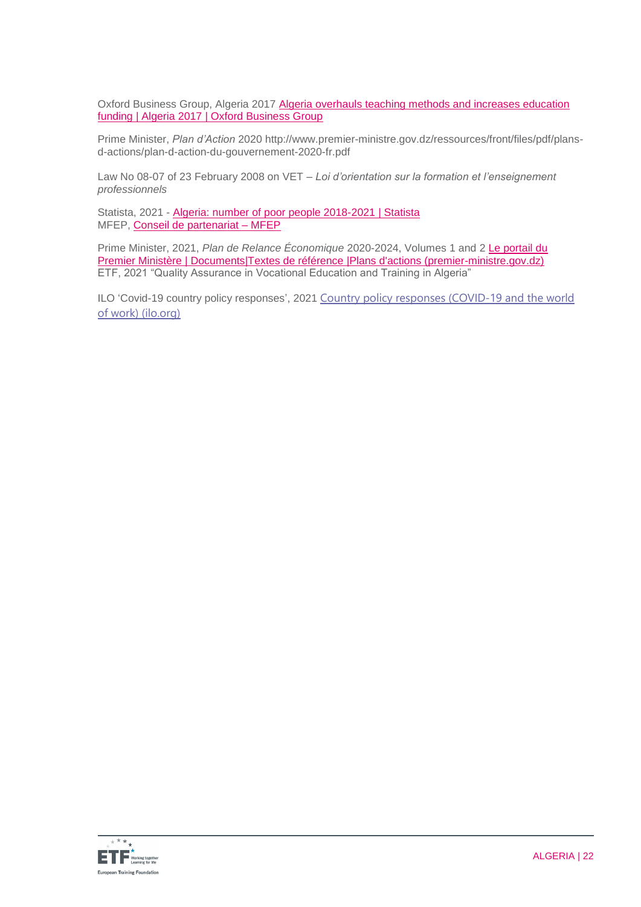Oxford Business Group, Algeria 2017 Algeria overhauls teaching methods and increases education funding | Algeria 2017 | Oxford Business Group

Prime Minister, *Plan d'Action* 2020 http://www.premier-ministre.gov.dz/ressources/front/files/pdf/plans-d-actions/plan-d-action-du-gouvernement-2020-fr.pdf

Law No 08-07 of 23 February 2008 on VET – *Loi d'orientation sur la formation et l'enseignement professionnels*

Statista, 2021 - Algeria: number of poor people 2018-2021 | Statista
MFEP, Conseil de partenariat – MFEP

Prime Minister, 2021, *Plan de Relance Économique* 2020-2024, Volumes 1 and 2 Le portail du Premier Ministère | Documents|Textes de référence |Plans d'actions (premier-ministre.gov.dz)
ETF, 2021 "Quality Assurance in Vocational Education and Training in Algeria"

ILO 'Covid-19 country policy responses', 2021 Country policy responses (COVID-19 and the world of work) (ilo.org)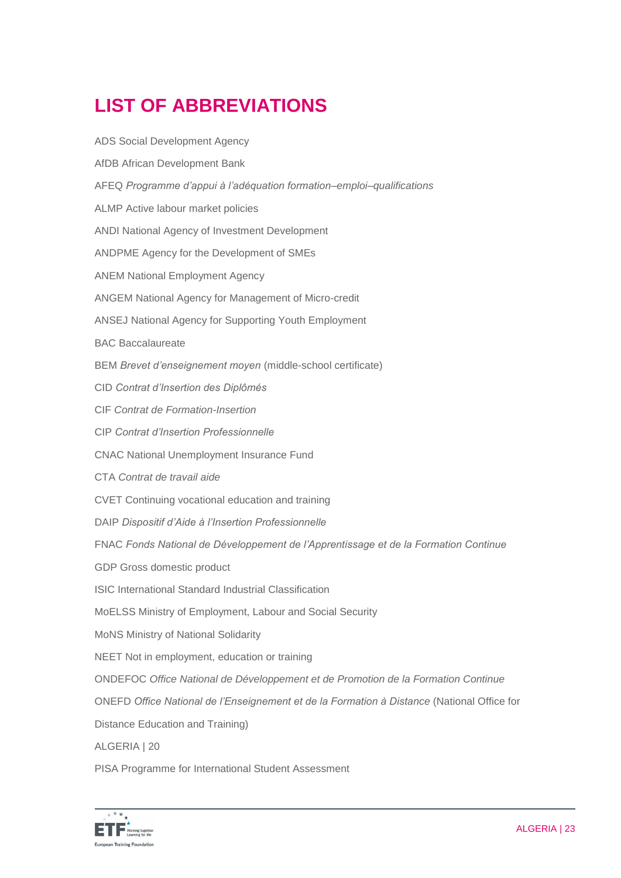# LIST OF ABBREVIATIONS

ADS Social Development Agency

AfDB African Development Bank

AFEQ *Programme d'appui à l'adéquation formation–emploi–qualifications*

ALMP Active labour market policies

ANDI National Agency of Investment Development

ANDPME Agency for the Development of SMEs

ANEM National Employment Agency

ANGEM National Agency for Management of Micro-credit

ANSEJ National Agency for Supporting Youth Employment

BAC Baccalaureate

BEM *Brevet d'enseignement moyen* (middle-school certificate)

CID *Contrat d'Insertion des Diplômés*

CIF *Contrat de Formation-Insertion*

CIP *Contrat d'Insertion Professionnelle*

CNAC National Unemployment Insurance Fund

CTA *Contrat de travail aide*

CVET Continuing vocational education and training

DAIP *Dispositif d'Aide à l'Insertion Professionnelle*

FNAC *Fonds National de Développement de l'Apprentissage et de la Formation Continue*

GDP Gross domestic product

ISIC International Standard Industrial Classification

MoELSS Ministry of Employment, Labour and Social Security

MoNS Ministry of National Solidarity

NEET Not in employment, education or training

ONDEFOC *Office National de Développement et de Promotion de la Formation Continue*

ONEFD *Office National de l'Enseignement et de la Formation à Distance* (National Office for Distance Education and Training)

PISA Programme for International Student Assessment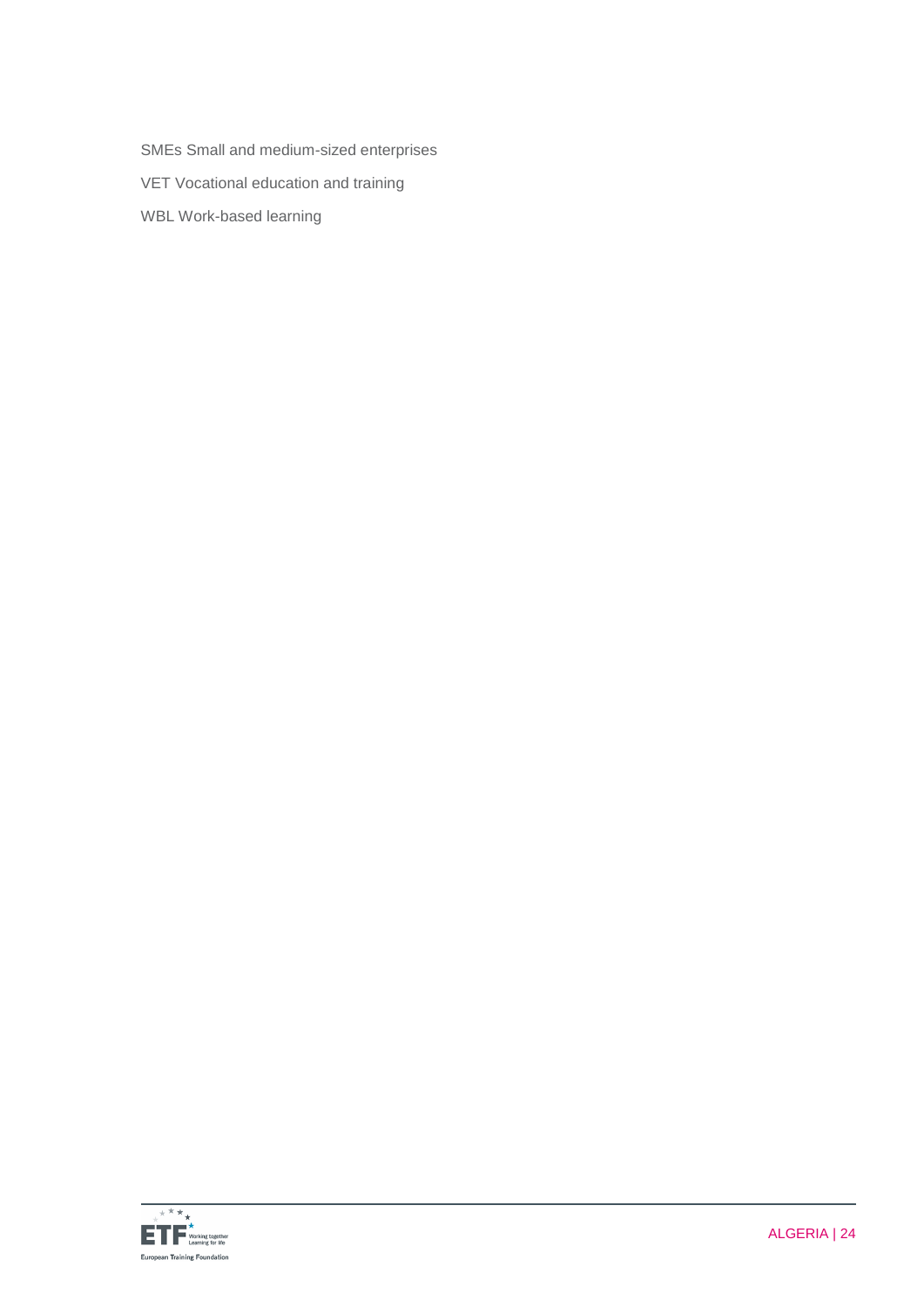SMEs Small and medium-sized enterprises

VET Vocational education and training

WBL Work-based learning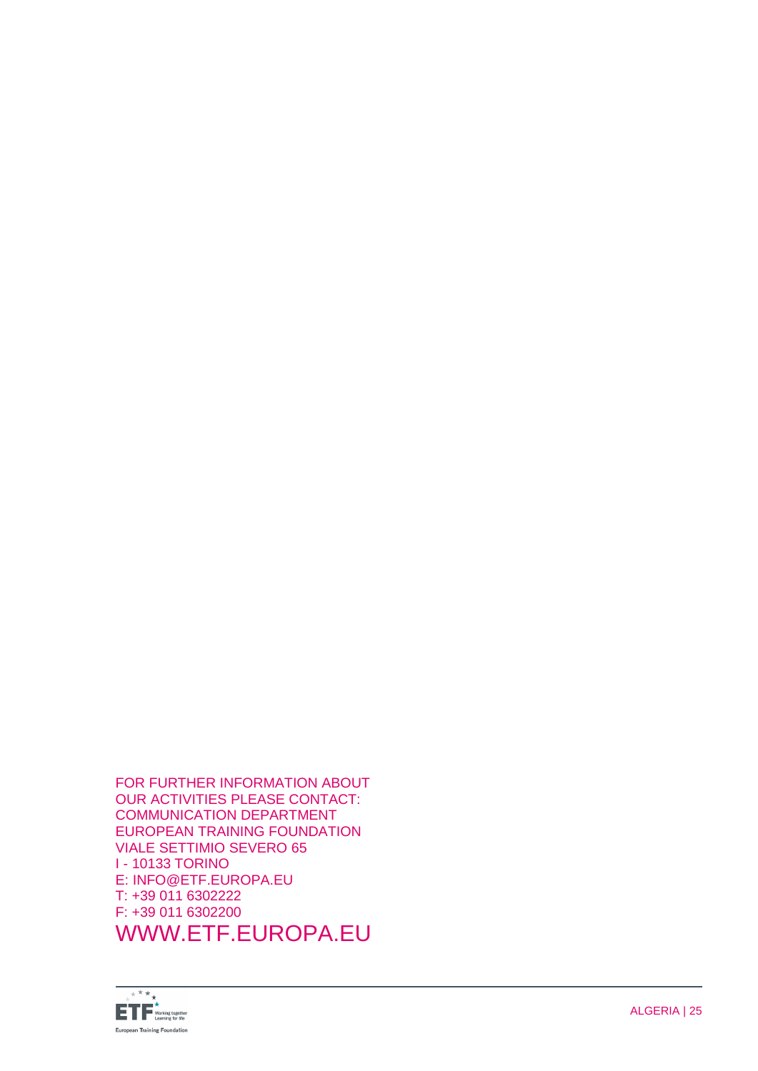FOR FURTHER INFORMATION ABOUT
OUR ACTIVITIES PLEASE CONTACT:
COMMUNICATION DEPARTMENT
EUROPEAN TRAINING FOUNDATION
VIALE SETTIMIO SEVERO 65
I - 10133 TORINO
E: INFO@ETF.EUROPA.EU
T: +39 011 6302222
F: +39 011 6302200

WWW.ETF.EUROPA.EU